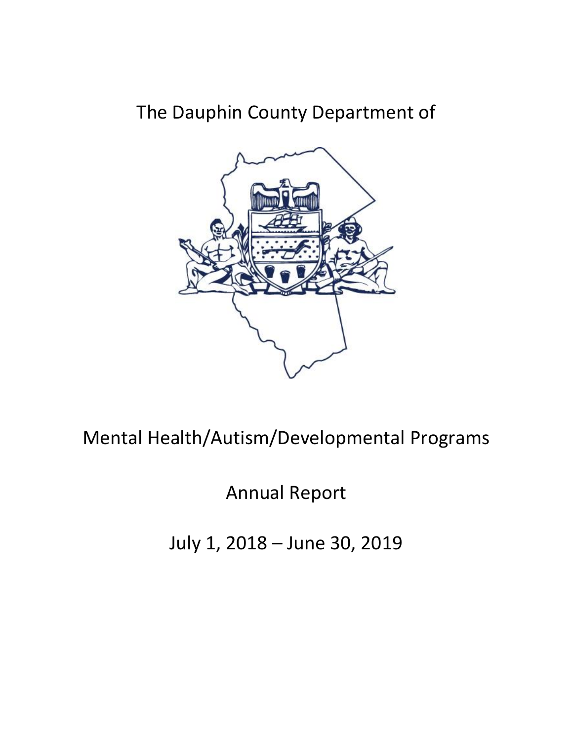# The Dauphin County Department of

# Mental Health/Autism/Developmental Programs

# Annual Report

# July 1, 2018 – June 30, 2019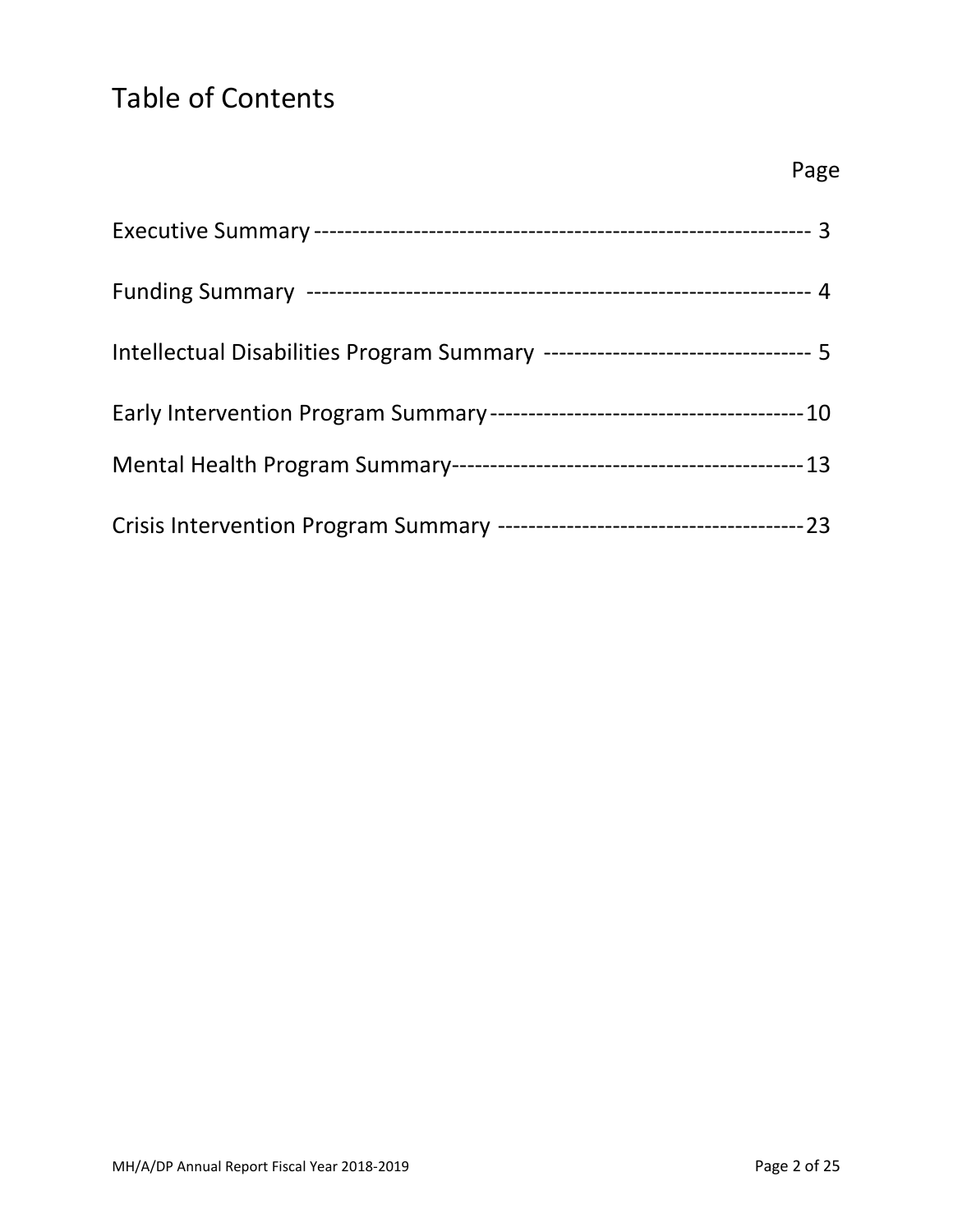# Table of Contents

| | Page |
|---|---|
| Executive Summary | 3 |
| Funding Summary | 4 |
| Intellectual Disabilities Program Summary | 5 |
| Early Intervention Program Summary | 10 |
| Mental Health Program Summary | 13 |
| Crisis Intervention Program Summary | 23 |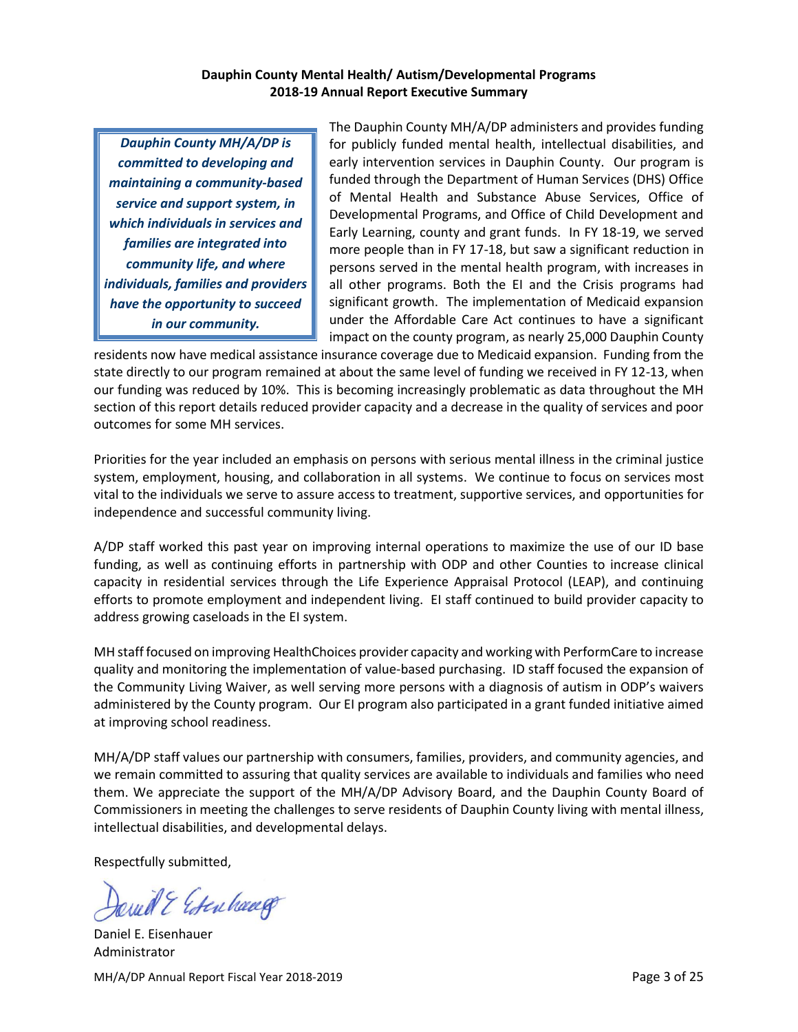**Dauphin County Mental Health/ Autism/Developmental Programs**
**2018-19 Annual Report Executive Summary**

> ***Dauphin County MH/A/DP is committed to developing and maintaining a community-based service and support system, in which individuals in services and families are integrated into community life, and where individuals, families and providers have the opportunity to succeed in our community.***

The Dauphin County MH/A/DP administers and provides funding for publicly funded mental health, intellectual disabilities, and early intervention services in Dauphin County. Our program is funded through the Department of Human Services (DHS) Office of Mental Health and Substance Abuse Services, Office of Developmental Programs, and Office of Child Development and Early Learning, county and grant funds. In FY 18-19, we served more people than in FY 17-18, but saw a significant reduction in persons served in the mental health program, with increases in all other programs. Both the EI and the Crisis programs had significant growth. The implementation of Medicaid expansion under the Affordable Care Act continues to have a significant impact on the county program, as nearly 25,000 Dauphin County residents now have medical assistance insurance coverage due to Medicaid expansion. Funding from the state directly to our program remained at about the same level of funding we received in FY 12-13, when our funding was reduced by 10%. This is becoming increasingly problematic as data throughout the MH section of this report details reduced provider capacity and a decrease in the quality of services and poor outcomes for some MH services.

Priorities for the year included an emphasis on persons with serious mental illness in the criminal justice system, employment, housing, and collaboration in all systems. We continue to focus on services most vital to the individuals we serve to assure access to treatment, supportive services, and opportunities for independence and successful community living.

A/DP staff worked this past year on improving internal operations to maximize the use of our ID base funding, as well as continuing efforts in partnership with ODP and other Counties to increase clinical capacity in residential services through the Life Experience Appraisal Protocol (LEAP), and continuing efforts to promote employment and independent living. EI staff continued to build provider capacity to address growing caseloads in the EI system.

MH staff focused on improving HealthChoices provider capacity and working with PerformCare to increase quality and monitoring the implementation of value-based purchasing. ID staff focused the expansion of the Community Living Waiver, as well serving more persons with a diagnosis of autism in ODP's waivers administered by the County program. Our EI program also participated in a grant funded initiative aimed at improving school readiness.

MH/A/DP staff values our partnership with consumers, families, providers, and community agencies, and we remain committed to assuring that quality services are available to individuals and families who need them. We appreciate the support of the MH/A/DP Advisory Board, and the Dauphin County Board of Commissioners in meeting the challenges to serve residents of Dauphin County living with mental illness, intellectual disabilities, and developmental delays.

Respectfully submitted,

Daniel E. Eisenhauer
Administrator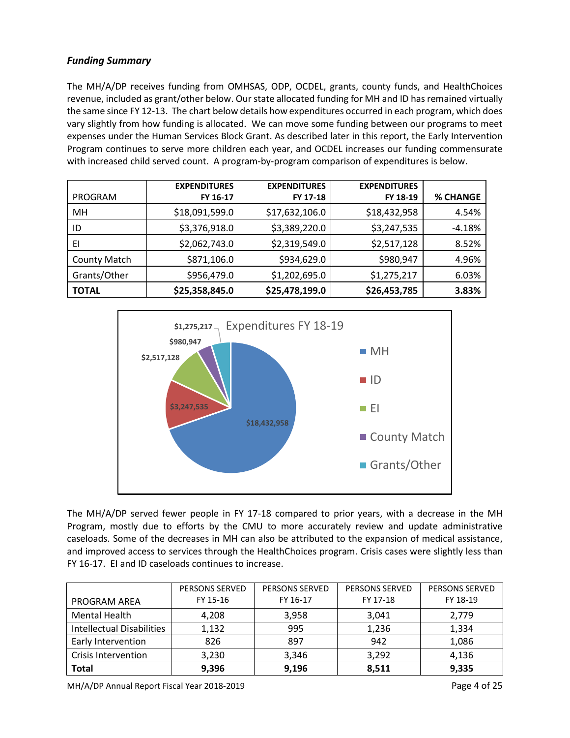### ***Funding Summary***

The MH/A/DP receives funding from OMHSAS, ODP, OCDEL, grants, county funds, and HealthChoices revenue, included as grant/other below. Our state allocated funding for MH and ID has remained virtually the same since FY 12-13. The chart below details how expenditures occurred in each program, which does vary slightly from how funding is allocated. We can move some funding between our programs to meet expenses under the Human Services Block Grant. As described later in this report, the Early Intervention Program continues to serve more children each year, and OCDEL increases our funding commensurate with increased child served count. A program-by-program comparison of expenditures is below.

| PROGRAM | EXPENDITURES FY 16-17 | EXPENDITURES FY 17-18 | EXPENDITURES FY 18-19 | % CHANGE |
|---|---|---|---|---|
| MH | $18,091,599.0 | $17,632,106.0 | $18,432,958 | 4.54% |
| ID | $3,376,918.0 | $3,389,220.0 | $3,247,535 | -4.18% |
| EI | $2,062,743.0 | $2,319,549.0 | $2,517,128 | 8.52% |
| County Match | $871,106.0 | $934,629.0 | $980,947 | 4.96% |
| Grants/Other | $956,479.0 | $1,202,695.0 | $1,275,217 | 6.03% |
| **TOTAL** | **$25,358,845.0** | **$25,478,199.0** | **$26,453,785** | **3.83%** |

Expenditures FY 18-19

| Program | Expenditures FY 18-19 |
|---|---|
| MH | $18,432,958 |
| ID | $3,247,535 |
| EI | $2,517,128 |
| County Match | $980,947 |
| Grants/Other | $1,275,217 |

The MH/A/DP served fewer people in FY 17-18 compared to prior years, with a decrease in the MH Program, mostly due to efforts by the CMU to more accurately review and update administrative caseloads. Some of the decreases in MH can also be attributed to the expansion of medical assistance, and improved access to services through the HealthChoices program. Crisis cases were slightly less than FY 16-17. EI and ID caseloads continues to increase.

| PROGRAM AREA | PERSONS SERVED FY 15-16 | PERSONS SERVED FY 16-17 | PERSONS SERVED FY 17-18 | PERSONS SERVED FY 18-19 |
|---|---|---|---|---|
| Mental Health | 4,208 | 3,958 | 3,041 | 2,779 |
| Intellectual Disabilities | 1,132 | 995 | 1,236 | 1,334 |
| Early Intervention | 826 | 897 | 942 | 1,086 |
| Crisis Intervention | 3,230 | 3,346 | 3,292 | 4,136 |
| **Total** | **9,396** | **9,196** | **8,511** | **9,335** |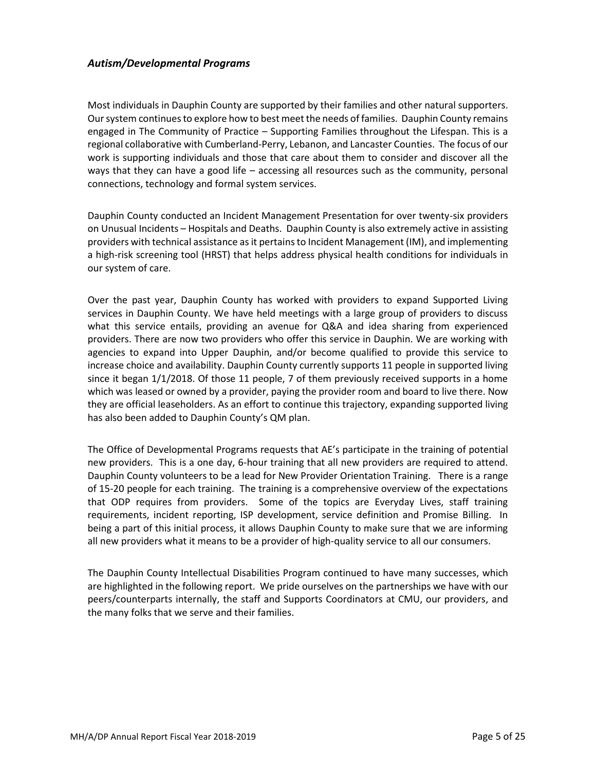### *Autism/Developmental Programs*

Most individuals in Dauphin County are supported by their families and other natural supporters. Our system continues to explore how to best meet the needs of families. Dauphin County remains engaged in The Community of Practice – Supporting Families throughout the Lifespan. This is a regional collaborative with Cumberland-Perry, Lebanon, and Lancaster Counties. The focus of our work is supporting individuals and those that care about them to consider and discover all the ways that they can have a good life – accessing all resources such as the community, personal connections, technology and formal system services.

Dauphin County conducted an Incident Management Presentation for over twenty-six providers on Unusual Incidents – Hospitals and Deaths. Dauphin County is also extremely active in assisting providers with technical assistance as it pertains to Incident Management (IM), and implementing a high-risk screening tool (HRST) that helps address physical health conditions for individuals in our system of care.

Over the past year, Dauphin County has worked with providers to expand Supported Living services in Dauphin County. We have held meetings with a large group of providers to discuss what this service entails, providing an avenue for Q&A and idea sharing from experienced providers. There are now two providers who offer this service in Dauphin. We are working with agencies to expand into Upper Dauphin, and/or become qualified to provide this service to increase choice and availability. Dauphin County currently supports 11 people in supported living since it began 1/1/2018. Of those 11 people, 7 of them previously received supports in a home which was leased or owned by a provider, paying the provider room and board to live there. Now they are official leaseholders. As an effort to continue this trajectory, expanding supported living has also been added to Dauphin County's QM plan.

The Office of Developmental Programs requests that AE's participate in the training of potential new providers. This is a one day, 6-hour training that all new providers are required to attend. Dauphin County volunteers to be a lead for New Provider Orientation Training. There is a range of 15-20 people for each training. The training is a comprehensive overview of the expectations that ODP requires from providers. Some of the topics are Everyday Lives, staff training requirements, incident reporting, ISP development, service definition and Promise Billing. In being a part of this initial process, it allows Dauphin County to make sure that we are informing all new providers what it means to be a provider of high-quality service to all our consumers.

The Dauphin County Intellectual Disabilities Program continued to have many successes, which are highlighted in the following report. We pride ourselves on the partnerships we have with our peers/counterparts internally, the staff and Supports Coordinators at CMU, our providers, and the many folks that we serve and their families.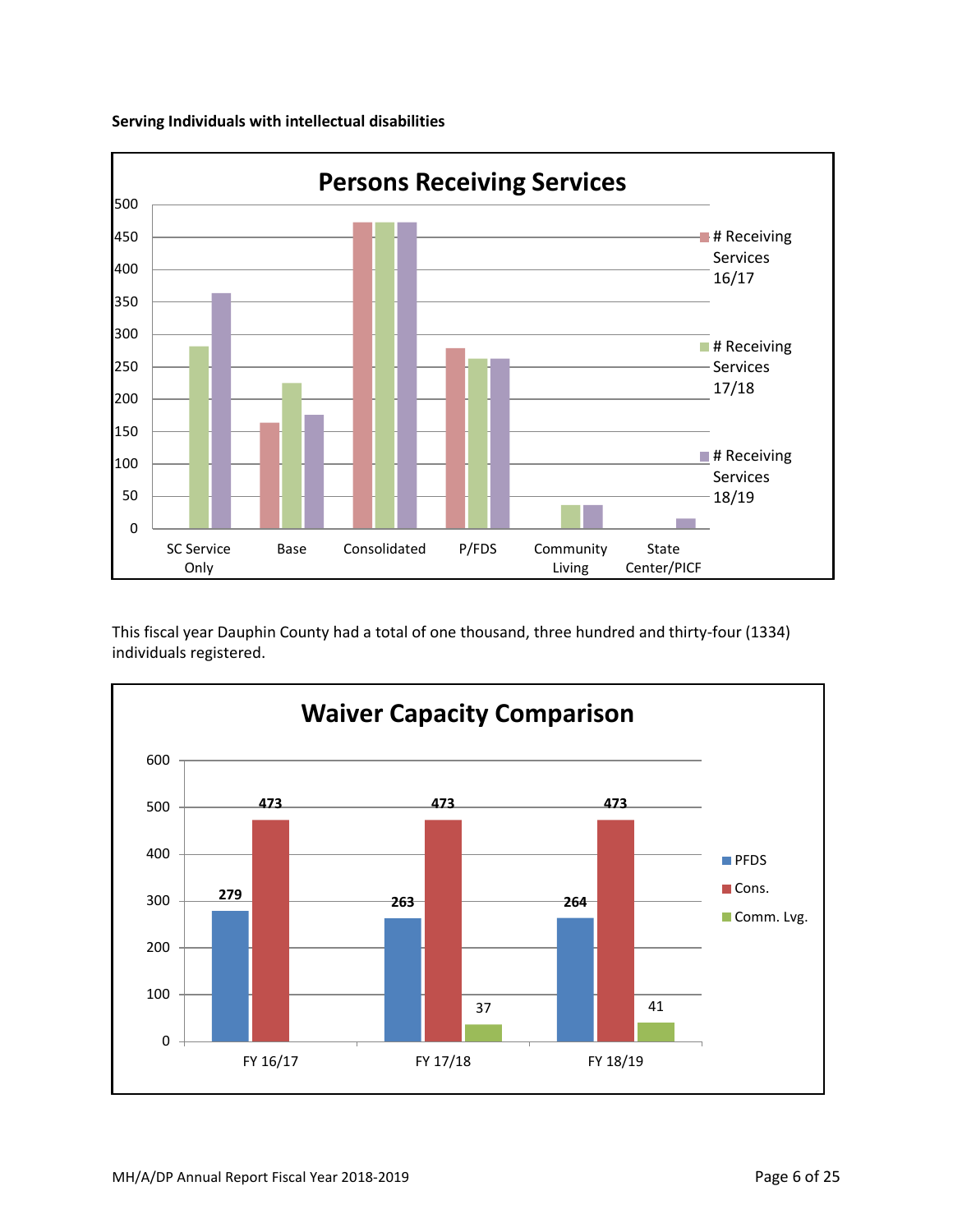**Serving Individuals with intellectual disabilities**

**Persons Receiving Services**

| | # Receiving Services 16/17 | # Receiving Services 17/18 | # Receiving Services 18/19 |
|---|---|---|---|
| SC Service Only | | | |
| Base | | | |
| Consolidated | | | |
| P/FDS | | | |
| Community Living | | | |
| State Center/PICF | | | |

This fiscal year Dauphin County had a total of one thousand, three hundred and thirty-four (1334) individuals registered.

**Waiver Capacity Comparison**

| | PFDS | Cons. | Comm. Lvg. |
|---|---|---|---|
| FY 16/17 | 279 | 473 | |
| FY 17/18 | 263 | 473 | 37 |
| FY 18/19 | 264 | 473 | 41 |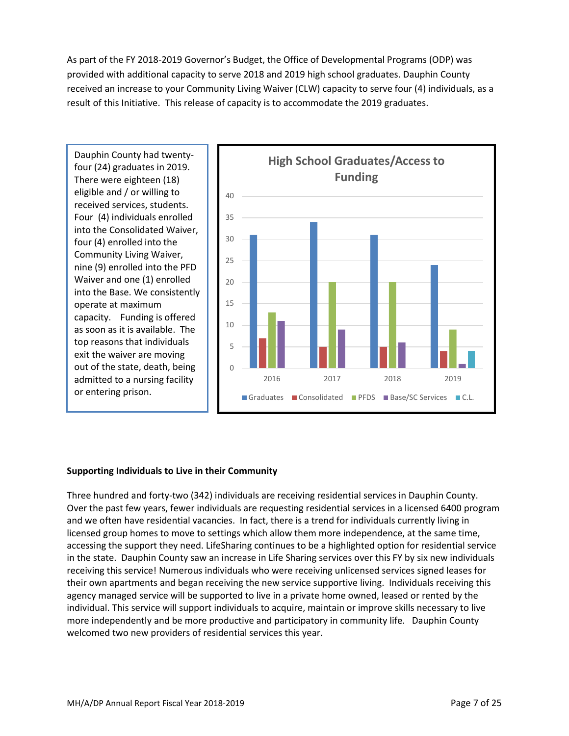As part of the FY 2018-2019 Governor's Budget, the Office of Developmental Programs (ODP) was provided with additional capacity to serve 2018 and 2019 high school graduates. Dauphin County received an increase to your Community Living Waiver (CLW) capacity to serve four (4) individuals, as a result of this Initiative. This release of capacity is to accommodate the 2019 graduates.

Dauphin County had twenty-four (24) graduates in 2019. There were eighteen (18) eligible and / or willing to received services, students. Four (4) individuals enrolled into the Consolidated Waiver, four (4) enrolled into the Community Living Waiver, nine (9) enrolled into the PFD Waiver and one (1) enrolled into the Base. We consistently operate at maximum capacity. Funding is offered as soon as it is available. The top reasons that individuals exit the waiver are moving out of the state, death, being admitted to a nursing facility or entering prison.

**High School Graduates/Access to Funding**

| Year | Graduates | Consolidated | PFDS | Base/SC Services | C.L. |
|---|---|---|---|---|---|
| 2016 | 31 | 7 | 13 | 11 | |
| 2017 | 34 | 5 | 20 | 9 | |
| 2018 | 31 | 5 | 20 | 6 | |
| 2019 | 24 | 4 | 9 | 1 | 4 |

**Supporting Individuals to Live in their Community**

Three hundred and forty-two (342) individuals are receiving residential services in Dauphin County. Over the past few years, fewer individuals are requesting residential services in a licensed 6400 program and we often have residential vacancies. In fact, there is a trend for individuals currently living in licensed group homes to move to settings which allow them more independence, at the same time, accessing the support they need. LifeSharing continues to be a highlighted option for residential service in the state. Dauphin County saw an increase in Life Sharing services over this FY by six new individuals receiving this service! Numerous individuals who were receiving unlicensed services signed leases for their own apartments and began receiving the new service supportive living. Individuals receiving this agency managed service will be supported to live in a private home owned, leased or rented by the individual. This service will support individuals to acquire, maintain or improve skills necessary to live more independently and be more productive and participatory in community life. Dauphin County welcomed two new providers of residential services this year.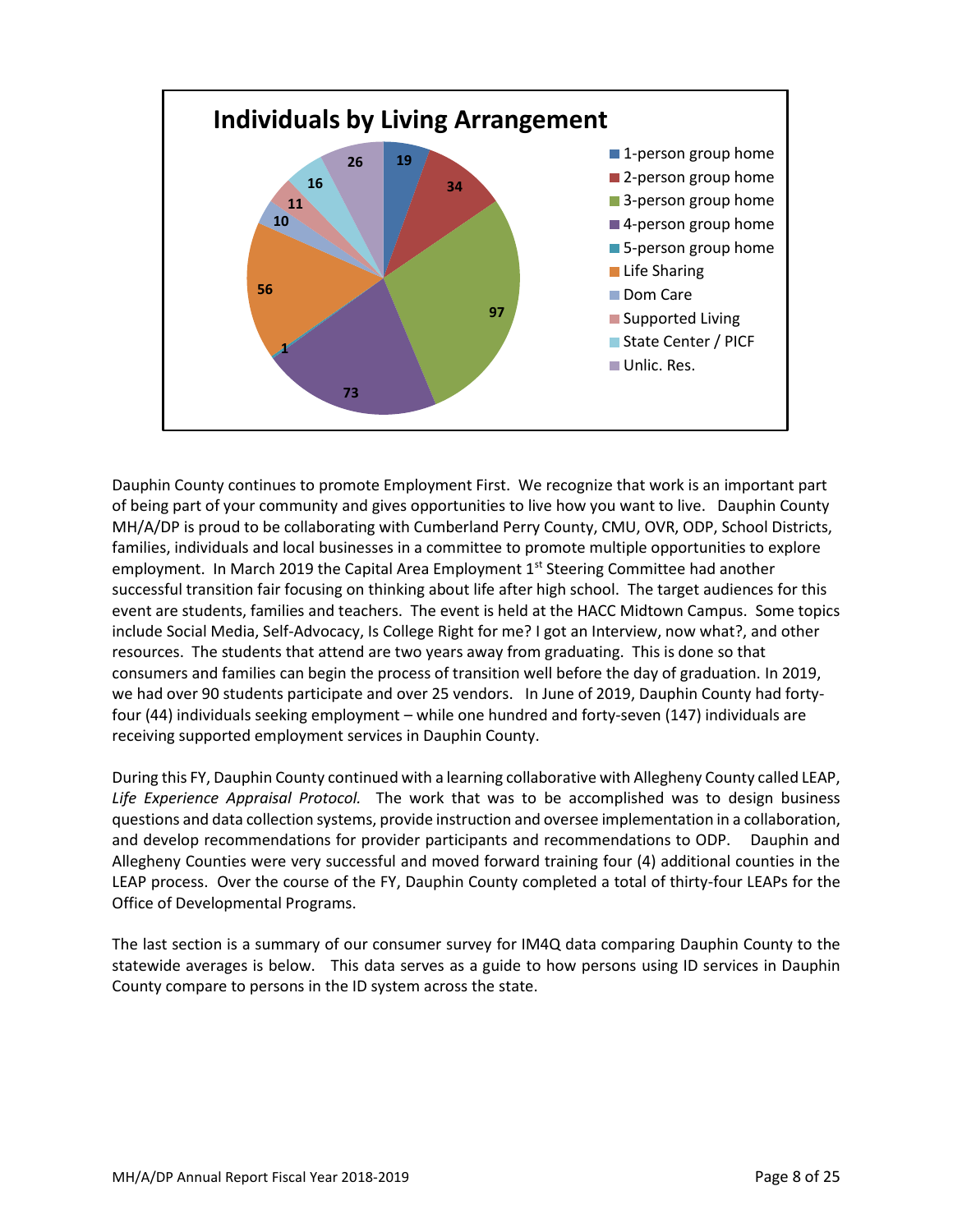## Individuals by Living Arrangement

| Living Arrangement | Individuals |
| --- | --- |
| 1-person group home | 19 |
| 2-person group home | 34 |
| 3-person group home | 97 |
| 4-person group home | 73 |
| 5-person group home | 1 |
| Life Sharing | 56 |
| Dom Care | 10 |
| Supported Living | 11 |
| State Center / PICF | 16 |
| Unlic. Res. | 26 |

Dauphin County continues to promote Employment First. We recognize that work is an important part of being part of your community and gives opportunities to live how you want to live. Dauphin County MH/A/DP is proud to be collaborating with Cumberland Perry County, CMU, OVR, ODP, School Districts, families, individuals and local businesses in a committee to promote multiple opportunities to explore employment. In March 2019 the Capital Area Employment 1st Steering Committee had another successful transition fair focusing on thinking about life after high school. The target audiences for this event are students, families and teachers. The event is held at the HACC Midtown Campus. Some topics include Social Media, Self-Advocacy, Is College Right for me? I got an Interview, now what?, and other resources. The students that attend are two years away from graduating. This is done so that consumers and families can begin the process of transition well before the day of graduation. In 2019, we had over 90 students participate and over 25 vendors. In June of 2019, Dauphin County had forty-four (44) individuals seeking employment – while one hundred and forty-seven (147) individuals are receiving supported employment services in Dauphin County.

During this FY, Dauphin County continued with a learning collaborative with Allegheny County called LEAP, *Life Experience Appraisal Protocol.* The work that was to be accomplished was to design business questions and data collection systems, provide instruction and oversee implementation in a collaboration, and develop recommendations for provider participants and recommendations to ODP. Dauphin and Allegheny Counties were very successful and moved forward training four (4) additional counties in the LEAP process. Over the course of the FY, Dauphin County completed a total of thirty-four LEAPs for the Office of Developmental Programs.

The last section is a summary of our consumer survey for IM4Q data comparing Dauphin County to the statewide averages is below. This data serves as a guide to how persons using ID services in Dauphin County compare to persons in the ID system across the state.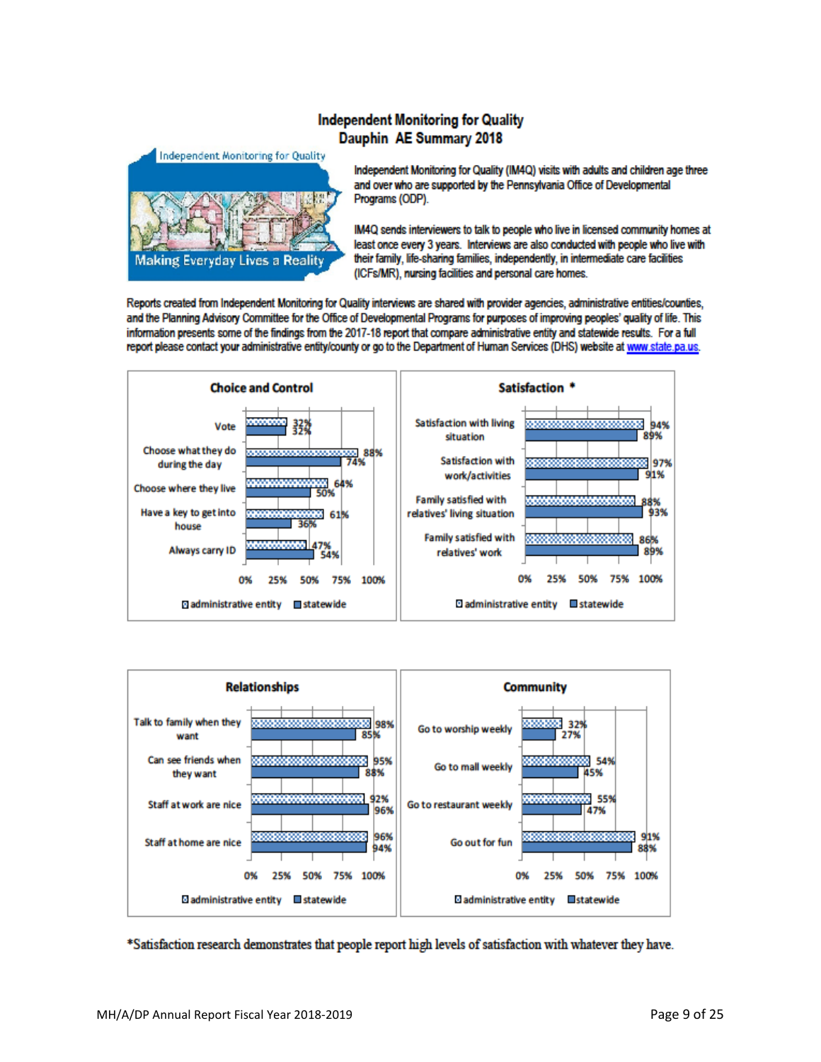# Independent Monitoring for Quality
## Dauphin AE Summary 2018

Independent Monitoring for Quality (IM4Q) visits with adults and children age three and over who are supported by the Pennsylvania Office of Developmental Programs (ODP).

IM4Q sends interviewers to talk to people who live in licensed community homes at least once every 3 years. Interviews are also conducted with people who live with their family, life-sharing families, independently, in intermediate care facilities (ICFs/MR), nursing facilities and personal care homes.

Reports created from Independent Monitoring for Quality interviews are shared with provider agencies, administrative entities/counties, and the Planning Advisory Committee for the Office of Developmental Programs for purposes of improving peoples' quality of life. This information presents some of the findings from the 2017-18 report that compare administrative entity and statewide results. For a full report please contact your administrative entity/county or go to the Department of Human Services (DHS) website at www.state.pa.us.

### Choice and Control

| | administrative entity | statewide |
|---|---|---|
| Vote | 32% | 32% |
| Choose what they do during the day | 88% | 74% |
| Choose where they live | 64% | 50% |
| Have a key to get into house | 61% | 36% |
| Always carry ID | 47% | 54% |

### Satisfaction *

| | administrative entity | statewide |
|---|---|---|
| Satisfaction with living situation | 94% | 89% |
| Satisfaction with work/activities | 97% | 91% |
| Family satisfied with relatives' living situation | 88% | 93% |
| Family satisfied with relatives' work | 86% | 89% |

### Relationships

| | administrative entity | statewide |
|---|---|---|
| Talk to family when they want | 98% | 85% |
| Can see friends when they want | 95% | 88% |
| Staff at work are nice | 92% | 96% |
| Staff at home are nice | 96% | 94% |

### Community

| | administrative entity | statewide |
|---|---|---|
| Go to worship weekly | 32% | 27% |
| Go to mall weekly | 54% | 45% |
| Go to restaurant weekly | 55% | 47% |
| Go out for fun | 91% | 88% |

*Satisfaction research demonstrates that people report high levels of satisfaction with whatever they have.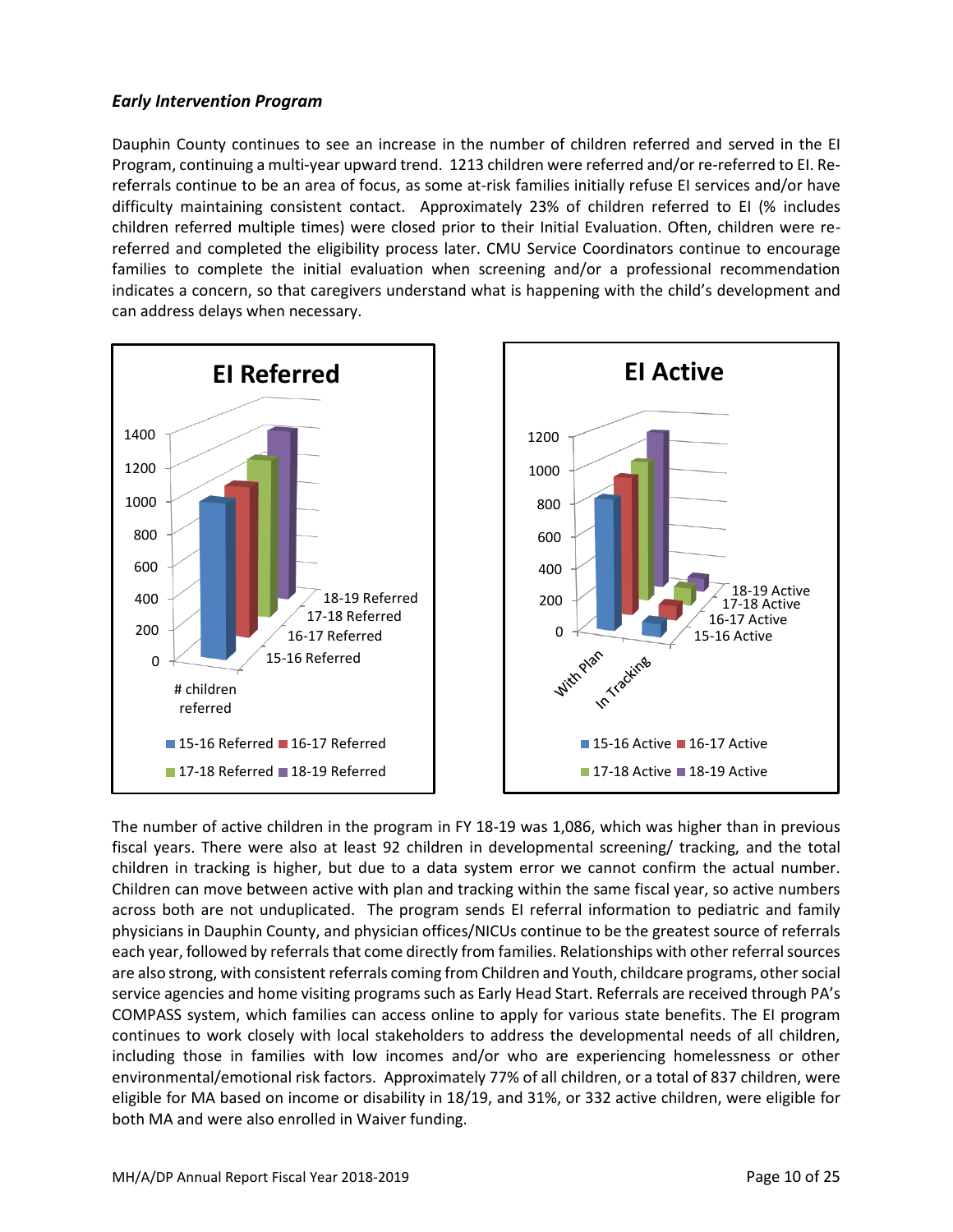### *Early Intervention Program*

Dauphin County continues to see an increase in the number of children referred and served in the EI Program, continuing a multi-year upward trend. 1213 children were referred and/or re-referred to EI. Re-referrals continue to be an area of focus, as some at-risk families initially refuse EI services and/or have difficulty maintaining consistent contact. Approximately 23% of children referred to EI (% includes children referred multiple times) were closed prior to their Initial Evaluation. Often, children were re-referred and completed the eligibility process later. CMU Service Coordinators continue to encourage families to complete the initial evaluation when screening and/or a professional recommendation indicates a concern, so that caregivers understand what is happening with the child's development and can address delays when necessary.

The number of active children in the program in FY 18-19 was 1,086, which was higher than in previous fiscal years. There were also at least 92 children in developmental screening/ tracking, and the total children in tracking is higher, but due to a data system error we cannot confirm the actual number. Children can move between active with plan and tracking within the same fiscal year, so active numbers across both are not unduplicated. The program sends EI referral information to pediatric and family physicians in Dauphin County, and physician offices/NICUs continue to be the greatest source of referrals each year, followed by referrals that come directly from families. Relationships with other referral sources are also strong, with consistent referrals coming from Children and Youth, childcare programs, other social service agencies and home visiting programs such as Early Head Start. Referrals are received through PA's COMPASS system, which families can access online to apply for various state benefits. The EI program continues to work closely with local stakeholders to address the developmental needs of all children, including those in families with low incomes and/or who are experiencing homelessness or other environmental/emotional risk factors. Approximately 77% of all children, or a total of 837 children, were eligible for MA based on income or disability in 18/19, and 31%, or 332 active children, were eligible for both MA and were also enrolled in Waiver funding.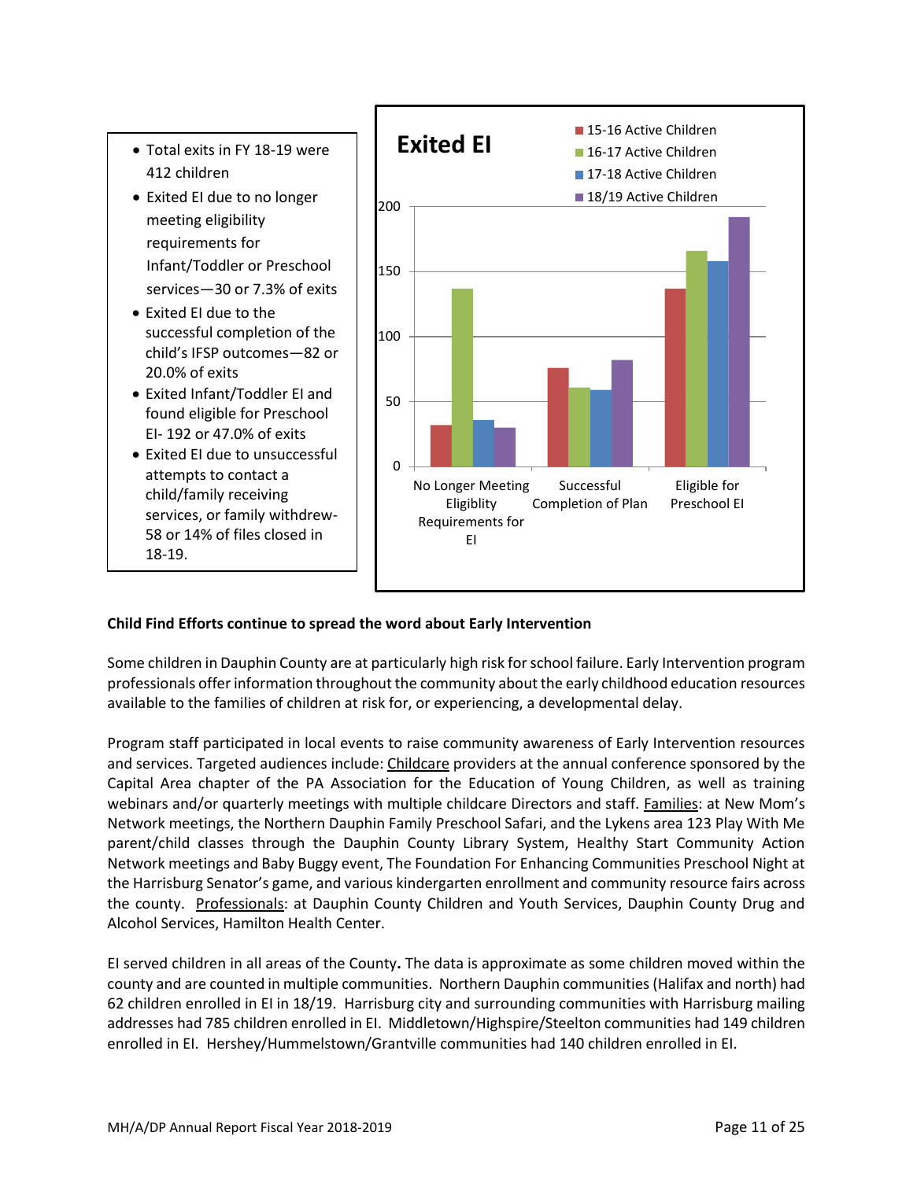- Total exits in FY 18-19 were 412 children
- Exited EI due to no longer meeting eligibility requirements for Infant/Toddler or Preschool services—30 or 7.3% of exits
- Exited EI due to the successful completion of the child's IFSP outcomes—82 or 20.0% of exits
- Exited Infant/Toddler EI and found eligible for Preschool EI- 192 or 47.0% of exits
- Exited EI due to unsuccessful attempts to contact a child/family receiving services, or family withdrew- 58 or 14% of files closed in 18-19.

**Exited EI**

| | 15-16 Active Children | 16-17 Active Children | 17-18 Active Children | 18/19 Active Children |
|---|---|---|---|---|
| No Longer Meeting Eligiblity Requirements for EI | 32 | 137 | 36 | 30 |
| Successful Completion of Plan | 76 | 61 | 59 | 82 |
| Eligible for Preschool EI | 137 | 166 | 158 | 192 |

**Child Find Efforts continue to spread the word about Early Intervention**

Some children in Dauphin County are at particularly high risk for school failure. Early Intervention program professionals offer information throughout the community about the early childhood education resources available to the families of children at risk for, or experiencing, a developmental delay.

Program staff participated in local events to raise community awareness of Early Intervention resources and services. Targeted audiences include: Childcare providers at the annual conference sponsored by the Capital Area chapter of the PA Association for the Education of Young Children, as well as training webinars and/or quarterly meetings with multiple childcare Directors and staff. Families: at New Mom's Network meetings, the Northern Dauphin Family Preschool Safari, and the Lykens area 123 Play With Me parent/child classes through the Dauphin County Library System, Healthy Start Community Action Network meetings and Baby Buggy event, The Foundation For Enhancing Communities Preschool Night at the Harrisburg Senator's game, and various kindergarten enrollment and community resource fairs across the county. Professionals: at Dauphin County Children and Youth Services, Dauphin County Drug and Alcohol Services, Hamilton Health Center.

EI served children in all areas of the County**.** The data is approximate as some children moved within the county and are counted in multiple communities. Northern Dauphin communities (Halifax and north) had 62 children enrolled in EI in 18/19. Harrisburg city and surrounding communities with Harrisburg mailing addresses had 785 children enrolled in EI. Middletown/Highspire/Steelton communities had 149 children enrolled in EI. Hershey/Hummelstown/Grantville communities had 140 children enrolled in EI.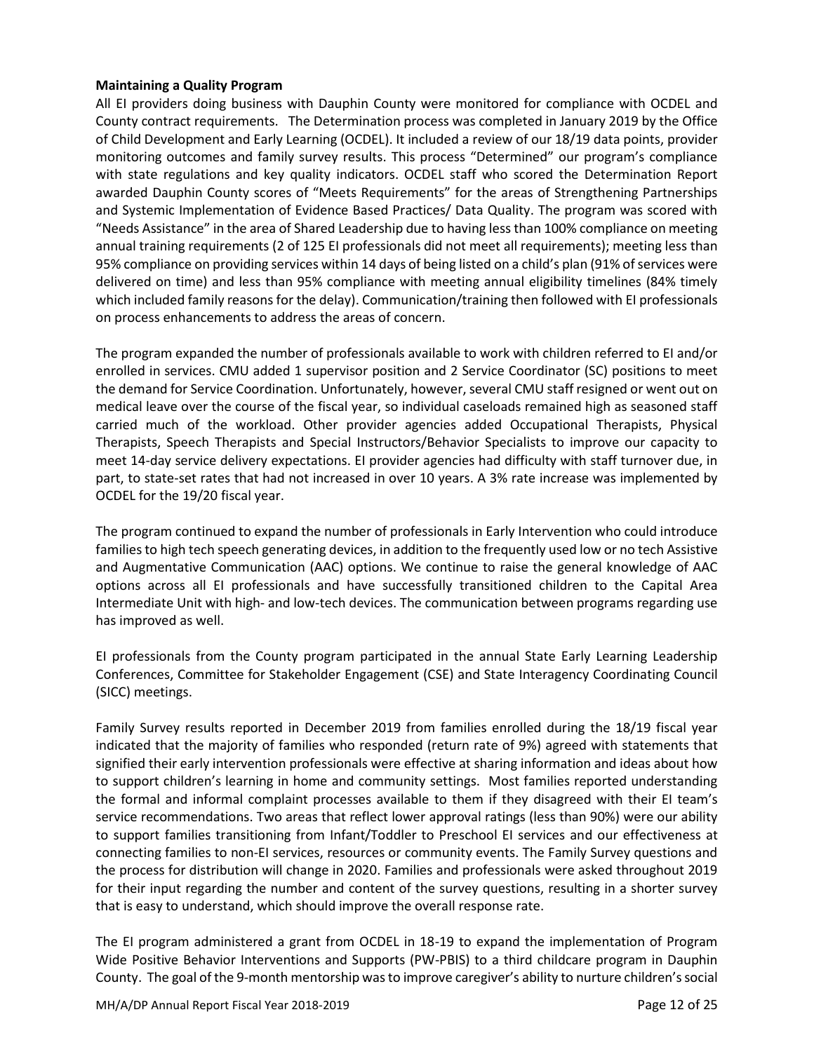**Maintaining a Quality Program**

All EI providers doing business with Dauphin County were monitored for compliance with OCDEL and County contract requirements. The Determination process was completed in January 2019 by the Office of Child Development and Early Learning (OCDEL). It included a review of our 18/19 data points, provider monitoring outcomes and family survey results. This process "Determined" our program's compliance with state regulations and key quality indicators. OCDEL staff who scored the Determination Report awarded Dauphin County scores of "Meets Requirements" for the areas of Strengthening Partnerships and Systemic Implementation of Evidence Based Practices/ Data Quality. The program was scored with "Needs Assistance" in the area of Shared Leadership due to having less than 100% compliance on meeting annual training requirements (2 of 125 EI professionals did not meet all requirements); meeting less than 95% compliance on providing services within 14 days of being listed on a child's plan (91% of services were delivered on time) and less than 95% compliance with meeting annual eligibility timelines (84% timely which included family reasons for the delay). Communication/training then followed with EI professionals on process enhancements to address the areas of concern.

The program expanded the number of professionals available to work with children referred to EI and/or enrolled in services. CMU added 1 supervisor position and 2 Service Coordinator (SC) positions to meet the demand for Service Coordination. Unfortunately, however, several CMU staff resigned or went out on medical leave over the course of the fiscal year, so individual caseloads remained high as seasoned staff carried much of the workload. Other provider agencies added Occupational Therapists, Physical Therapists, Speech Therapists and Special Instructors/Behavior Specialists to improve our capacity to meet 14-day service delivery expectations. EI provider agencies had difficulty with staff turnover due, in part, to state-set rates that had not increased in over 10 years. A 3% rate increase was implemented by OCDEL for the 19/20 fiscal year.

The program continued to expand the number of professionals in Early Intervention who could introduce families to high tech speech generating devices, in addition to the frequently used low or no tech Assistive and Augmentative Communication (AAC) options. We continue to raise the general knowledge of AAC options across all EI professionals and have successfully transitioned children to the Capital Area Intermediate Unit with high- and low-tech devices. The communication between programs regarding use has improved as well.

EI professionals from the County program participated in the annual State Early Learning Leadership Conferences, Committee for Stakeholder Engagement (CSE) and State Interagency Coordinating Council (SICC) meetings.

Family Survey results reported in December 2019 from families enrolled during the 18/19 fiscal year indicated that the majority of families who responded (return rate of 9%) agreed with statements that signified their early intervention professionals were effective at sharing information and ideas about how to support children's learning in home and community settings. Most families reported understanding the formal and informal complaint processes available to them if they disagreed with their EI team's service recommendations. Two areas that reflect lower approval ratings (less than 90%) were our ability to support families transitioning from Infant/Toddler to Preschool EI services and our effectiveness at connecting families to non-EI services, resources or community events. The Family Survey questions and the process for distribution will change in 2020. Families and professionals were asked throughout 2019 for their input regarding the number and content of the survey questions, resulting in a shorter survey that is easy to understand, which should improve the overall response rate.

The EI program administered a grant from OCDEL in 18-19 to expand the implementation of Program Wide Positive Behavior Interventions and Supports (PW-PBIS) to a third childcare program in Dauphin County. The goal of the 9-month mentorship was to improve caregiver's ability to nurture children's social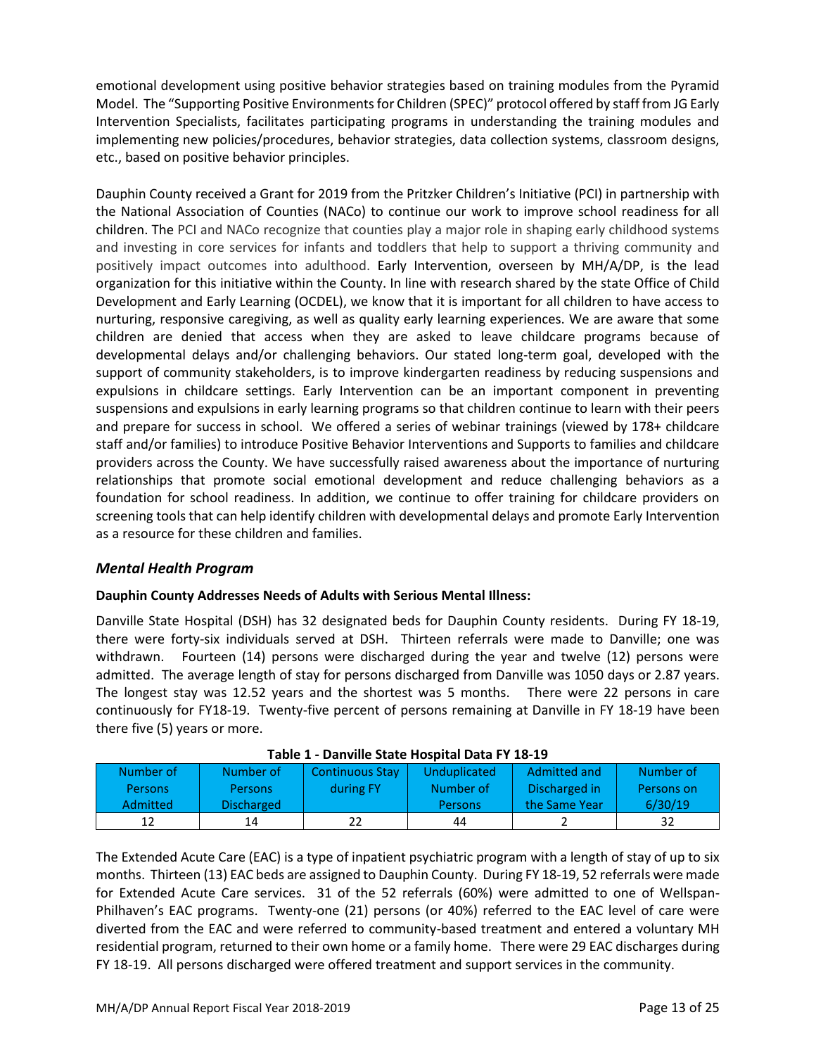emotional development using positive behavior strategies based on training modules from the Pyramid Model. The "Supporting Positive Environments for Children (SPEC)" protocol offered by staff from JG Early Intervention Specialists, facilitates participating programs in understanding the training modules and implementing new policies/procedures, behavior strategies, data collection systems, classroom designs, etc., based on positive behavior principles.

Dauphin County received a Grant for 2019 from the Pritzker Children's Initiative (PCI) in partnership with the National Association of Counties (NACo) to continue our work to improve school readiness for all children. The PCI and NACo recognize that counties play a major role in shaping early childhood systems and investing in core services for infants and toddlers that help to support a thriving community and positively impact outcomes into adulthood. Early Intervention, overseen by MH/A/DP, is the lead organization for this initiative within the County. In line with research shared by the state Office of Child Development and Early Learning (OCDEL), we know that it is important for all children to have access to nurturing, responsive caregiving, as well as quality early learning experiences. We are aware that some children are denied that access when they are asked to leave childcare programs because of developmental delays and/or challenging behaviors. Our stated long-term goal, developed with the support of community stakeholders, is to improve kindergarten readiness by reducing suspensions and expulsions in childcare settings. Early Intervention can be an important component in preventing suspensions and expulsions in early learning programs so that children continue to learn with their peers and prepare for success in school. We offered a series of webinar trainings (viewed by 178+ childcare staff and/or families) to introduce Positive Behavior Interventions and Supports to families and childcare providers across the County. We have successfully raised awareness about the importance of nurturing relationships that promote social emotional development and reduce challenging behaviors as a foundation for school readiness. In addition, we continue to offer training for childcare providers on screening tools that can help identify children with developmental delays and promote Early Intervention as a resource for these children and families.

## *Mental Health Program*

**Dauphin County Addresses Needs of Adults with Serious Mental Illness:**

Danville State Hospital (DSH) has 32 designated beds for Dauphin County residents. During FY 18-19, there were forty-six individuals served at DSH. Thirteen referrals were made to Danville; one was withdrawn. Fourteen (14) persons were discharged during the year and twelve (12) persons were admitted. The average length of stay for persons discharged from Danville was 1050 days or 2.87 years. The longest stay was 12.52 years and the shortest was 5 months. There were 22 persons in care continuously for FY18-19. Twenty-five percent of persons remaining at Danville in FY 18-19 have been there five (5) years or more.

**Table 1 - Danville State Hospital Data FY 18-19**

| Number of Persons Admitted | Number of Persons Discharged | Continuous Stay during FY | Unduplicated Number of Persons | Admitted and Discharged in the Same Year | Number of Persons on 6/30/19 |
|---|---|---|---|---|---|
| 12 | 14 | 22 | 44 | 2 | 32 |

The Extended Acute Care (EAC) is a type of inpatient psychiatric program with a length of stay of up to six months. Thirteen (13) EAC beds are assigned to Dauphin County. During FY 18-19, 52 referrals were made for Extended Acute Care services. 31 of the 52 referrals (60%) were admitted to one of Wellspan-Philhaven's EAC programs. Twenty-one (21) persons (or 40%) referred to the EAC level of care were diverted from the EAC and were referred to community-based treatment and entered a voluntary MH residential program, returned to their own home or a family home. There were 29 EAC discharges during FY 18-19. All persons discharged were offered treatment and support services in the community.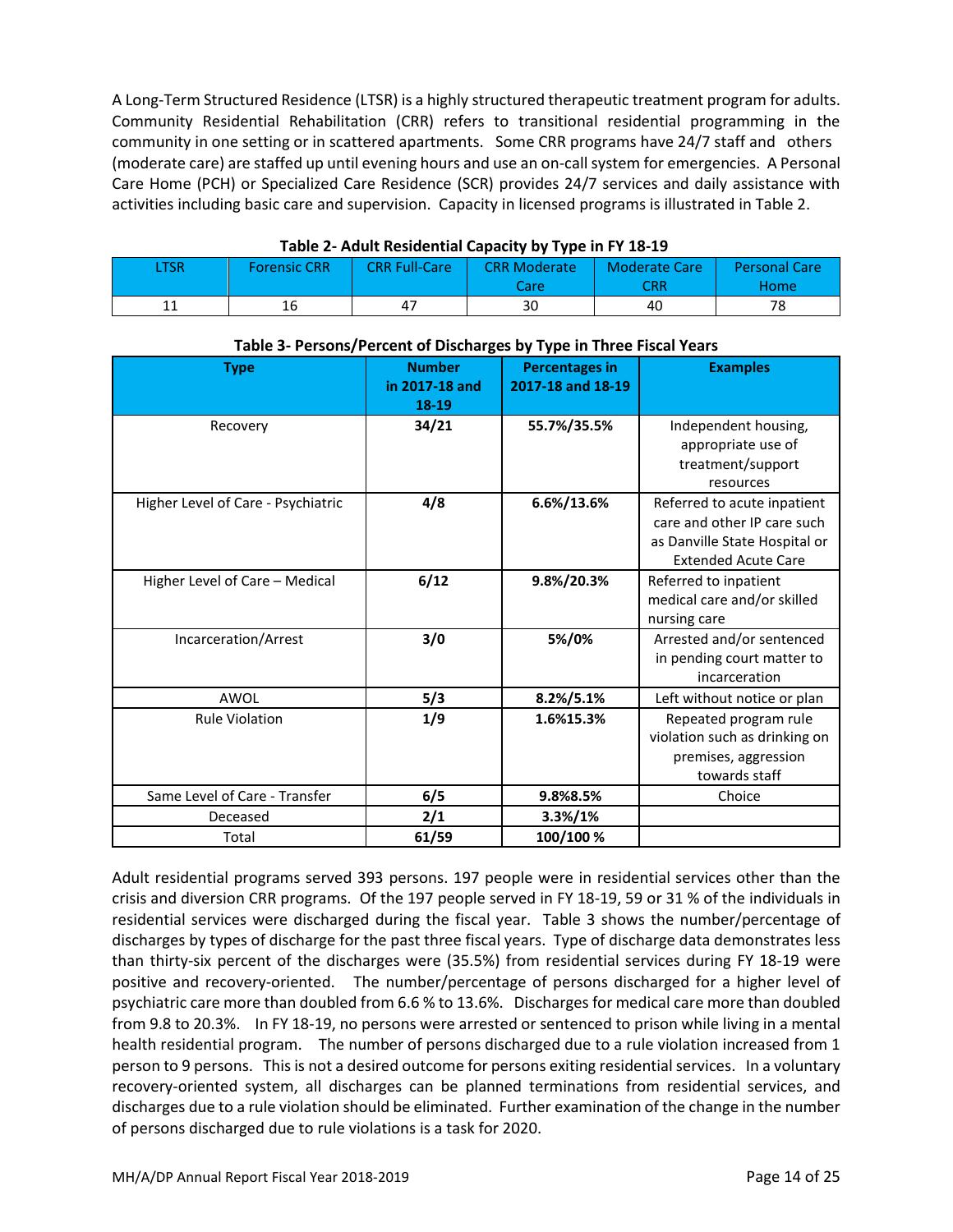A Long-Term Structured Residence (LTSR) is a highly structured therapeutic treatment program for adults. Community Residential Rehabilitation (CRR) refers to transitional residential programming in the community in one setting or in scattered apartments. Some CRR programs have 24/7 staff and others (moderate care) are staffed up until evening hours and use an on-call system for emergencies. A Personal Care Home (PCH) or Specialized Care Residence (SCR) provides 24/7 services and daily assistance with activities including basic care and supervision. Capacity in licensed programs is illustrated in Table 2.

**Table 2- Adult Residential Capacity by Type in FY 18-19**

| LTSR | Forensic CRR | CRR Full-Care | CRR Moderate Care | Moderate Care CRR | Personal Care Home |
|---|---|---|---|---|---|
| 11 | 16 | 47 | 30 | 40 | 78 |

**Table 3- Persons/Percent of Discharges by Type in Three Fiscal Years**

| Type | Number in 2017-18 and 18-19 | Percentages in 2017-18 and 18-19 | Examples |
|---|---|---|---|
| Recovery | **34/21** | **55.7%/35.5%** | Independent housing, appropriate use of treatment/support resources |
| Higher Level of Care - Psychiatric | **4/8** | **6.6%/13.6%** | Referred to acute inpatient care and other IP care such as Danville State Hospital or Extended Acute Care |
| Higher Level of Care – Medical | **6/12** | **9.8%/20.3%** | Referred to inpatient medical care and/or skilled nursing care |
| Incarceration/Arrest | **3/0** | **5%/0%** | Arrested and/or sentenced in pending court matter to incarceration |
| AWOL | **5/3** | **8.2%/5.1%** | Left without notice or plan |
| Rule Violation | **1/9** | **1.6%15.3%** | Repeated program rule violation such as drinking on premises, aggression towards staff |
| Same Level of Care - Transfer | **6/5** | **9.8%8.5%** | Choice |
| Deceased | **2/1** | **3.3%/1%** | |
| Total | **61/59** | **100/100 %** | |

Adult residential programs served 393 persons. 197 people were in residential services other than the crisis and diversion CRR programs. Of the 197 people served in FY 18-19, 59 or 31 % of the individuals in residential services were discharged during the fiscal year. Table 3 shows the number/percentage of discharges by types of discharge for the past three fiscal years. Type of discharge data demonstrates less than thirty-six percent of the discharges were (35.5%) from residential services during FY 18-19 were positive and recovery-oriented. The number/percentage of persons discharged for a higher level of psychiatric care more than doubled from 6.6 % to 13.6%. Discharges for medical care more than doubled from 9.8 to 20.3%. In FY 18-19, no persons were arrested or sentenced to prison while living in a mental health residential program. The number of persons discharged due to a rule violation increased from 1 person to 9 persons. This is not a desired outcome for persons exiting residential services. In a voluntary recovery-oriented system, all discharges can be planned terminations from residential services, and discharges due to a rule violation should be eliminated. Further examination of the change in the number of persons discharged due to rule violations is a task for 2020.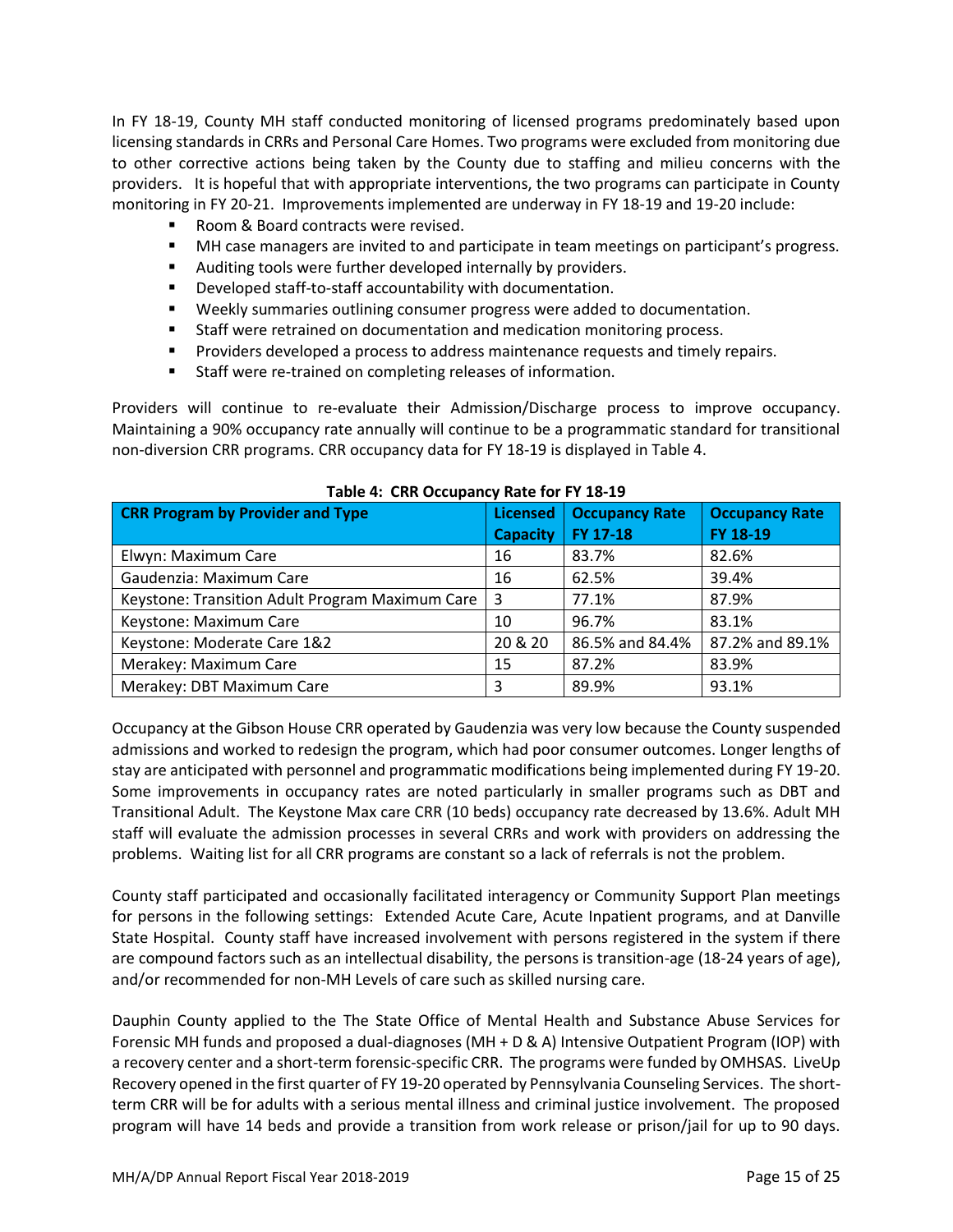In FY 18-19, County MH staff conducted monitoring of licensed programs predominately based upon licensing standards in CRRs and Personal Care Homes. Two programs were excluded from monitoring due to other corrective actions being taken by the County due to staffing and milieu concerns with the providers. It is hopeful that with appropriate interventions, the two programs can participate in County monitoring in FY 20-21. Improvements implemented are underway in FY 18-19 and 19-20 include:

- Room & Board contracts were revised.
- MH case managers are invited to and participate in team meetings on participant's progress.
- Auditing tools were further developed internally by providers.
- Developed staff-to-staff accountability with documentation.
- Weekly summaries outlining consumer progress were added to documentation.
- Staff were retrained on documentation and medication monitoring process.
- Providers developed a process to address maintenance requests and timely repairs.
- Staff were re-trained on completing releases of information.

Providers will continue to re-evaluate their Admission/Discharge process to improve occupancy. Maintaining a 90% occupancy rate annually will continue to be a programmatic standard for transitional non-diversion CRR programs. CRR occupancy data for FY 18-19 is displayed in Table 4.

**Table 4: CRR Occupancy Rate for FY 18-19**

| CRR Program by Provider and Type | Licensed Capacity | Occupancy Rate FY 17-18 | Occupancy Rate FY 18-19 |
|---|---|---|---|
| Elwyn: Maximum Care | 16 | 83.7% | 82.6% |
| Gaudenzia: Maximum Care | 16 | 62.5% | 39.4% |
| Keystone: Transition Adult Program Maximum Care | 3 | 77.1% | 87.9% |
| Keystone: Maximum Care | 10 | 96.7% | 83.1% |
| Keystone: Moderate Care 1&2 | 20 & 20 | 86.5% and 84.4% | 87.2% and 89.1% |
| Merakey: Maximum Care | 15 | 87.2% | 83.9% |
| Merakey: DBT Maximum Care | 3 | 89.9% | 93.1% |

Occupancy at the Gibson House CRR operated by Gaudenzia was very low because the County suspended admissions and worked to redesign the program, which had poor consumer outcomes. Longer lengths of stay are anticipated with personnel and programmatic modifications being implemented during FY 19-20. Some improvements in occupancy rates are noted particularly in smaller programs such as DBT and Transitional Adult. The Keystone Max care CRR (10 beds) occupancy rate decreased by 13.6%. Adult MH staff will evaluate the admission processes in several CRRs and work with providers on addressing the problems. Waiting list for all CRR programs are constant so a lack of referrals is not the problem.

County staff participated and occasionally facilitated interagency or Community Support Plan meetings for persons in the following settings: Extended Acute Care, Acute Inpatient programs, and at Danville State Hospital. County staff have increased involvement with persons registered in the system if there are compound factors such as an intellectual disability, the persons is transition-age (18-24 years of age), and/or recommended for non-MH Levels of care such as skilled nursing care.

Dauphin County applied to the The State Office of Mental Health and Substance Abuse Services for Forensic MH funds and proposed a dual-diagnoses (MH + D & A) Intensive Outpatient Program (IOP) with a recovery center and a short-term forensic-specific CRR. The programs were funded by OMHSAS. LiveUp Recovery opened in the first quarter of FY 19-20 operated by Pennsylvania Counseling Services. The short-term CRR will be for adults with a serious mental illness and criminal justice involvement. The proposed program will have 14 beds and provide a transition from work release or prison/jail for up to 90 days.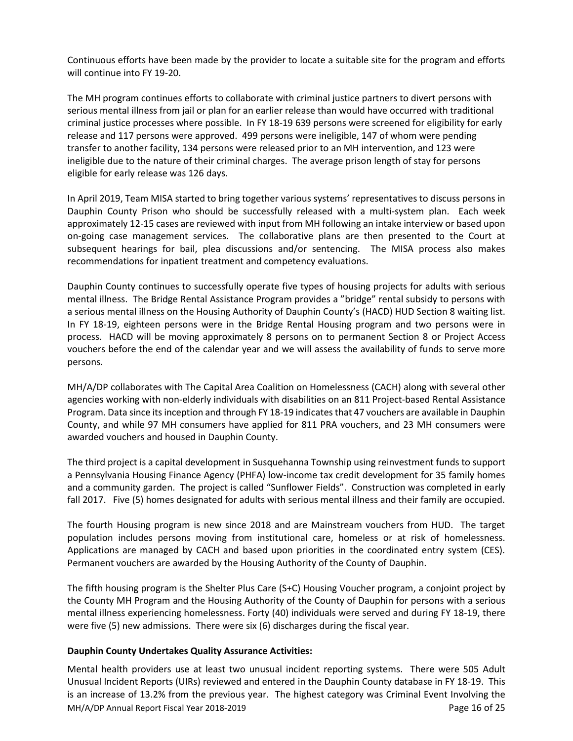Continuous efforts have been made by the provider to locate a suitable site for the program and efforts will continue into FY 19-20.

The MH program continues efforts to collaborate with criminal justice partners to divert persons with serious mental illness from jail or plan for an earlier release than would have occurred with traditional criminal justice processes where possible. In FY 18-19 639 persons were screened for eligibility for early release and 117 persons were approved. 499 persons were ineligible, 147 of whom were pending transfer to another facility, 134 persons were released prior to an MH intervention, and 123 were ineligible due to the nature of their criminal charges. The average prison length of stay for persons eligible for early release was 126 days.

In April 2019, Team MISA started to bring together various systems' representatives to discuss persons in Dauphin County Prison who should be successfully released with a multi-system plan. Each week approximately 12-15 cases are reviewed with input from MH following an intake interview or based upon on-going case management services. The collaborative plans are then presented to the Court at subsequent hearings for bail, plea discussions and/or sentencing. The MISA process also makes recommendations for inpatient treatment and competency evaluations.

Dauphin County continues to successfully operate five types of housing projects for adults with serious mental illness. The Bridge Rental Assistance Program provides a "bridge" rental subsidy to persons with a serious mental illness on the Housing Authority of Dauphin County's (HACD) HUD Section 8 waiting list. In FY 18-19, eighteen persons were in the Bridge Rental Housing program and two persons were in process. HACD will be moving approximately 8 persons on to permanent Section 8 or Project Access vouchers before the end of the calendar year and we will assess the availability of funds to serve more persons.

MH/A/DP collaborates with The Capital Area Coalition on Homelessness (CACH) along with several other agencies working with non-elderly individuals with disabilities on an 811 Project-based Rental Assistance Program. Data since its inception and through FY 18-19 indicates that 47 vouchers are available in Dauphin County, and while 97 MH consumers have applied for 811 PRA vouchers, and 23 MH consumers were awarded vouchers and housed in Dauphin County.

The third project is a capital development in Susquehanna Township using reinvestment funds to support a Pennsylvania Housing Finance Agency (PHFA) low-income tax credit development for 35 family homes and a community garden. The project is called "Sunflower Fields". Construction was completed in early fall 2017. Five (5) homes designated for adults with serious mental illness and their family are occupied.

The fourth Housing program is new since 2018 and are Mainstream vouchers from HUD. The target population includes persons moving from institutional care, homeless or at risk of homelessness. Applications are managed by CACH and based upon priorities in the coordinated entry system (CES). Permanent vouchers are awarded by the Housing Authority of the County of Dauphin.

The fifth housing program is the Shelter Plus Care (S+C) Housing Voucher program, a conjoint project by the County MH Program and the Housing Authority of the County of Dauphin for persons with a serious mental illness experiencing homelessness. Forty (40) individuals were served and during FY 18-19, there were five (5) new admissions. There were six (6) discharges during the fiscal year.

**Dauphin County Undertakes Quality Assurance Activities:**

Mental health providers use at least two unusual incident reporting systems. There were 505 Adult Unusual Incident Reports (UIRs) reviewed and entered in the Dauphin County database in FY 18-19. This is an increase of 13.2% from the previous year. The highest category was Criminal Event Involving the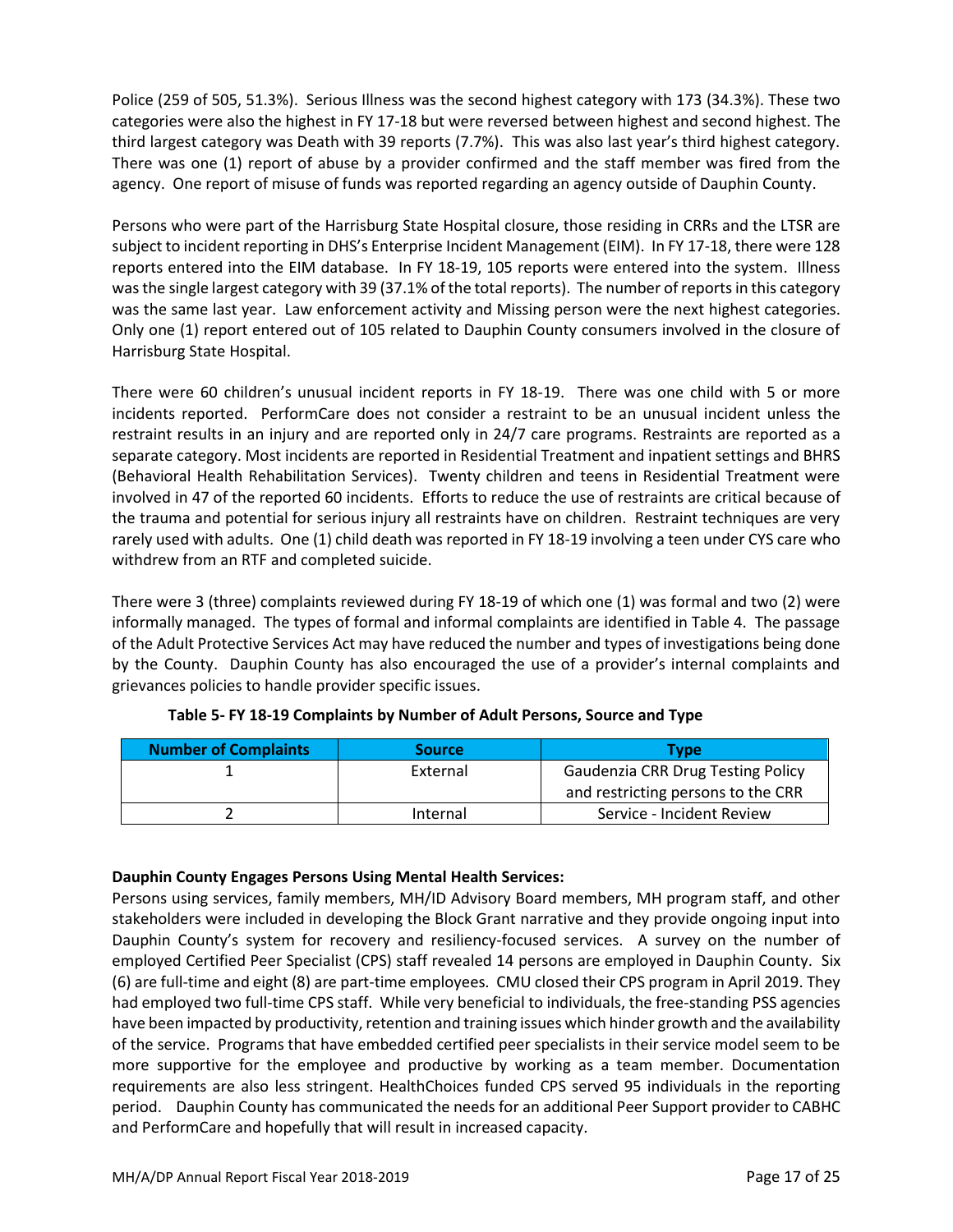Police (259 of 505, 51.3%). Serious Illness was the second highest category with 173 (34.3%). These two categories were also the highest in FY 17-18 but were reversed between highest and second highest. The third largest category was Death with 39 reports (7.7%). This was also last year's third highest category. There was one (1) report of abuse by a provider confirmed and the staff member was fired from the agency. One report of misuse of funds was reported regarding an agency outside of Dauphin County.

Persons who were part of the Harrisburg State Hospital closure, those residing in CRRs and the LTSR are subject to incident reporting in DHS's Enterprise Incident Management (EIM). In FY 17-18, there were 128 reports entered into the EIM database. In FY 18-19, 105 reports were entered into the system. Illness was the single largest category with 39 (37.1% of the total reports). The number of reports in this category was the same last year. Law enforcement activity and Missing person were the next highest categories. Only one (1) report entered out of 105 related to Dauphin County consumers involved in the closure of Harrisburg State Hospital.

There were 60 children's unusual incident reports in FY 18-19. There was one child with 5 or more incidents reported. PerformCare does not consider a restraint to be an unusual incident unless the restraint results in an injury and are reported only in 24/7 care programs. Restraints are reported as a separate category. Most incidents are reported in Residential Treatment and inpatient settings and BHRS (Behavioral Health Rehabilitation Services). Twenty children and teens in Residential Treatment were involved in 47 of the reported 60 incidents. Efforts to reduce the use of restraints are critical because of the trauma and potential for serious injury all restraints have on children. Restraint techniques are very rarely used with adults. One (1) child death was reported in FY 18-19 involving a teen under CYS care who withdrew from an RTF and completed suicide.

There were 3 (three) complaints reviewed during FY 18-19 of which one (1) was formal and two (2) were informally managed. The types of formal and informal complaints are identified in Table 4. The passage of the Adult Protective Services Act may have reduced the number and types of investigations being done by the County. Dauphin County has also encouraged the use of a provider's internal complaints and grievances policies to handle provider specific issues.

**Table 5- FY 18-19 Complaints by Number of Adult Persons, Source and Type**

| Number of Complaints | Source | Type |
| --- | --- | --- |
| 1 | External | Gaudenzia CRR Drug Testing Policy and restricting persons to the CRR |
| 2 | Internal | Service - Incident Review |

**Dauphin County Engages Persons Using Mental Health Services:**

Persons using services, family members, MH/ID Advisory Board members, MH program staff, and other stakeholders were included in developing the Block Grant narrative and they provide ongoing input into Dauphin County's system for recovery and resiliency-focused services. A survey on the number of employed Certified Peer Specialist (CPS) staff revealed 14 persons are employed in Dauphin County. Six (6) are full-time and eight (8) are part-time employees. CMU closed their CPS program in April 2019. They had employed two full-time CPS staff. While very beneficial to individuals, the free-standing PSS agencies have been impacted by productivity, retention and training issues which hinder growth and the availability of the service. Programs that have embedded certified peer specialists in their service model seem to be more supportive for the employee and productive by working as a team member. Documentation requirements are also less stringent. HealthChoices funded CPS served 95 individuals in the reporting period. Dauphin County has communicated the needs for an additional Peer Support provider to CABHC and PerformCare and hopefully that will result in increased capacity.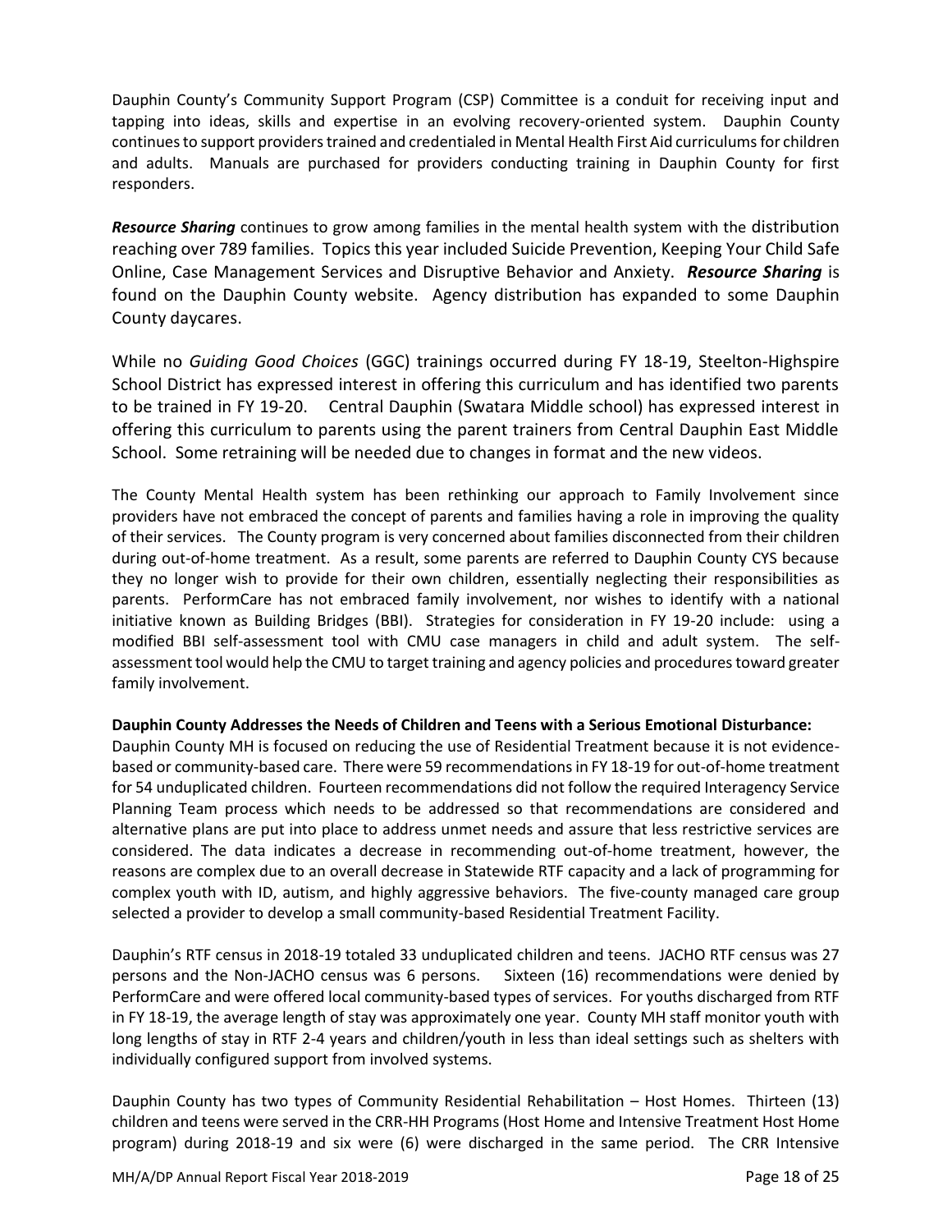Dauphin County's Community Support Program (CSP) Committee is a conduit for receiving input and tapping into ideas, skills and expertise in an evolving recovery-oriented system. Dauphin County continues to support providers trained and credentialed in Mental Health First Aid curriculums for children and adults. Manuals are purchased for providers conducting training in Dauphin County for first responders.

***Resource Sharing*** continues to grow among families in the mental health system with the distribution reaching over 789 families. Topics this year included Suicide Prevention, Keeping Your Child Safe Online, Case Management Services and Disruptive Behavior and Anxiety. ***Resource Sharing*** is found on the Dauphin County website. Agency distribution has expanded to some Dauphin County daycares.

While no *Guiding Good Choices* (GGC) trainings occurred during FY 18-19, Steelton-Highspire School District has expressed interest in offering this curriculum and has identified two parents to be trained in FY 19-20. Central Dauphin (Swatara Middle school) has expressed interest in offering this curriculum to parents using the parent trainers from Central Dauphin East Middle School. Some retraining will be needed due to changes in format and the new videos.

The County Mental Health system has been rethinking our approach to Family Involvement since providers have not embraced the concept of parents and families having a role in improving the quality of their services. The County program is very concerned about families disconnected from their children during out-of-home treatment. As a result, some parents are referred to Dauphin County CYS because they no longer wish to provide for their own children, essentially neglecting their responsibilities as parents. PerformCare has not embraced family involvement, nor wishes to identify with a national initiative known as Building Bridges (BBI). Strategies for consideration in FY 19-20 include: using a modified BBI self-assessment tool with CMU case managers in child and adult system. The self-assessment tool would help the CMU to target training and agency policies and procedures toward greater family involvement.

**Dauphin County Addresses the Needs of Children and Teens with a Serious Emotional Disturbance:**
Dauphin County MH is focused on reducing the use of Residential Treatment because it is not evidence-based or community-based care. There were 59 recommendations in FY 18-19 for out-of-home treatment for 54 unduplicated children. Fourteen recommendations did not follow the required Interagency Service Planning Team process which needs to be addressed so that recommendations are considered and alternative plans are put into place to address unmet needs and assure that less restrictive services are considered. The data indicates a decrease in recommending out-of-home treatment, however, the reasons are complex due to an overall decrease in Statewide RTF capacity and a lack of programming for complex youth with ID, autism, and highly aggressive behaviors. The five-county managed care group selected a provider to develop a small community-based Residential Treatment Facility.

Dauphin's RTF census in 2018-19 totaled 33 unduplicated children and teens. JACHO RTF census was 27 persons and the Non-JACHO census was 6 persons. Sixteen (16) recommendations were denied by PerformCare and were offered local community-based types of services. For youths discharged from RTF in FY 18-19, the average length of stay was approximately one year. County MH staff monitor youth with long lengths of stay in RTF 2-4 years and children/youth in less than ideal settings such as shelters with individually configured support from involved systems.

Dauphin County has two types of Community Residential Rehabilitation – Host Homes. Thirteen (13) children and teens were served in the CRR-HH Programs (Host Home and Intensive Treatment Host Home program) during 2018-19 and six were (6) were discharged in the same period. The CRR Intensive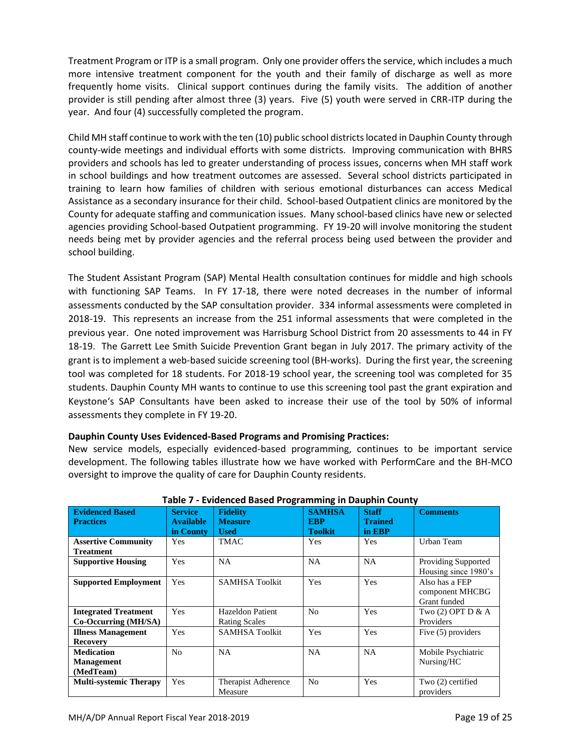Treatment Program or ITP is a small program. Only one provider offers the service, which includes a much more intensive treatment component for the youth and their family of discharge as well as more frequently home visits. Clinical support continues during the family visits. The addition of another provider is still pending after almost three (3) years. Five (5) youth were served in CRR-ITP during the year. And four (4) successfully completed the program.

Child MH staff continue to work with the ten (10) public school districts located in Dauphin County through county-wide meetings and individual efforts with some districts. Improving communication with BHRS providers and schools has led to greater understanding of process issues, concerns when MH staff work in school buildings and how treatment outcomes are assessed. Several school districts participated in training to learn how families of children with serious emotional disturbances can access Medical Assistance as a secondary insurance for their child. School-based Outpatient clinics are monitored by the County for adequate staffing and communication issues. Many school-based clinics have new or selected agencies providing School-based Outpatient programming. FY 19-20 will involve monitoring the student needs being met by provider agencies and the referral process being used between the provider and school building.

The Student Assistant Program (SAP) Mental Health consultation continues for middle and high schools with functioning SAP Teams. In FY 17-18, there were noted decreases in the number of informal assessments conducted by the SAP consultation provider. 334 informal assessments were completed in 2018-19. This represents an increase from the 251 informal assessments that were completed in the previous year. One noted improvement was Harrisburg School District from 20 assessments to 44 in FY 18-19. The Garrett Lee Smith Suicide Prevention Grant began in July 2017. The primary activity of the grant is to implement a web-based suicide screening tool (BH-works). During the first year, the screening tool was completed for 18 students. For 2018-19 school year, the screening tool was completed for 35 students. Dauphin County MH wants to continue to use this screening tool past the grant expiration and Keystone's SAP Consultants have been asked to increase their use of the tool by 50% of informal assessments they complete in FY 19-20.

**Dauphin County Uses Evidenced-Based Programs and Promising Practices:**

New service models, especially evidenced-based programming, continues to be important service development. The following tables illustrate how we have worked with PerformCare and the BH-MCO oversight to improve the quality of care for Dauphin County residents.

**Table 7 - Evidenced Based Programming in Dauphin County**

| Evidenced Based Practices | Service Available in County | Fidelity Measure Used | SAMHSA EBP Toolkit | Staff Trained in EBP | Comments |
|---|---|---|---|---|---|
| **Assertive Community Treatment** | Yes | TMAC | Yes | Yes | Urban Team |
| **Supportive Housing** | Yes | NA | NA | NA | Providing Supported Housing since 1980's |
| **Supported Employment** | Yes | SAMHSA Toolkit | Yes | Yes | Also has a FEP component MHCBG Grant funded |
| **Integrated Treatment Co-Occurring (MH/SA)** | Yes | Hazeldon Patient Rating Scales | No | Yes | Two (2) OPT D & A Providers |
| **Illness Management Recovery** | Yes | SAMHSA Toolkit | Yes | Yes | Five (5) providers |
| **Medication Management (MedTeam)** | No | NA | NA | NA | Mobile Psychiatric Nursing/HC |
| **Multi-systemic Therapy** | Yes | Therapist Adherence Measure | No | Yes | Two (2) certified providers |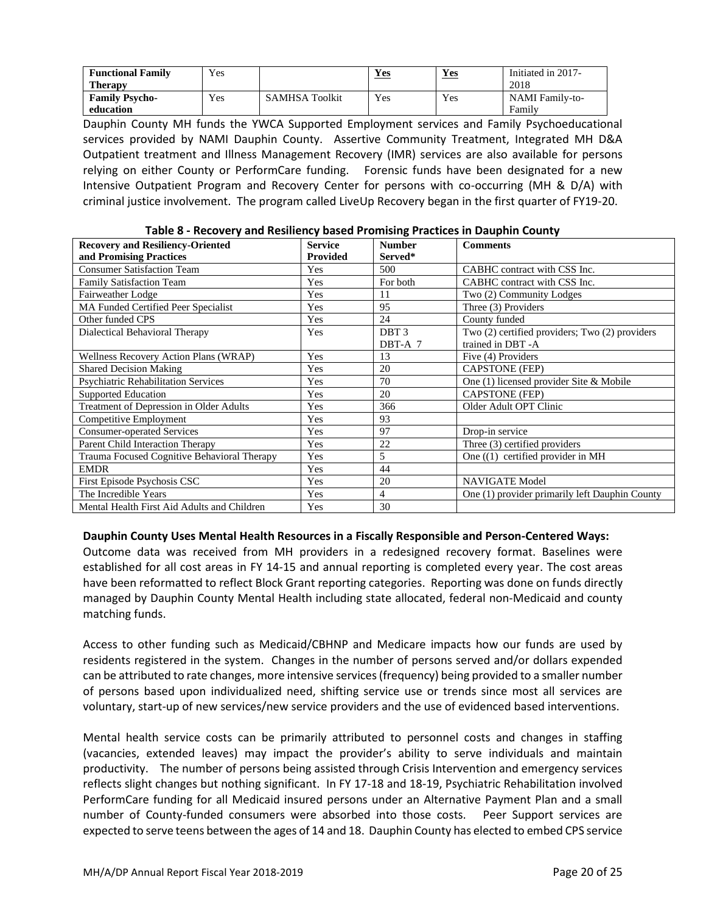| Functional Family Therapy | Yes | | Yes | Yes | Initiated in 2017-2018 |
|---|---|---|---|---|---|
| Family Psycho-education | Yes | SAMHSA Toolkit | Yes | Yes | NAMI Family-to-Family |

Dauphin County MH funds the YWCA Supported Employment services and Family Psychoeducational services provided by NAMI Dauphin County. Assertive Community Treatment, Integrated MH D&A Outpatient treatment and Illness Management Recovery (IMR) services are also available for persons relying on either County or PerformCare funding. Forensic funds have been designated for a new Intensive Outpatient Program and Recovery Center for persons with co-occurring (MH & D/A) with criminal justice involvement. The program called LiveUp Recovery began in the first quarter of FY19-20.

**Table 8 - Recovery and Resiliency based Promising Practices in Dauphin County**

| Recovery and Resiliency-Oriented and Promising Practices | Service Provided | Number Served* | Comments |
|---|---|---|---|
| Consumer Satisfaction Team | Yes | 500 | CABHC contract with CSS Inc. |
| Family Satisfaction Team | Yes | For both | CABHC contract with CSS Inc. |
| Fairweather Lodge | Yes | 11 | Two (2) Community Lodges |
| MA Funded Certified Peer Specialist | Yes | 95 | Three (3) Providers |
| Other funded CPS | Yes | 24 | County funded |
| Dialectical Behavioral Therapy | Yes | DBT 3<br>DBT-A 7 | Two (2) certified providers; Two (2) providers trained in DBT -A |
| Wellness Recovery Action Plans (WRAP) | Yes | 13 | Five (4) Providers |
| Shared Decision Making | Yes | 20 | CAPSTONE (FEP) |
| Psychiatric Rehabilitation Services | Yes | 70 | One (1) licensed provider Site & Mobile |
| Supported Education | Yes | 20 | CAPSTONE (FEP) |
| Treatment of Depression in Older Adults | Yes | 366 | Older Adult OPT Clinic |
| Competitive Employment | Yes | 93 | |
| Consumer-operated Services | Yes | 97 | Drop-in service |
| Parent Child Interaction Therapy | Yes | 22 | Three (3) certified providers |
| Trauma Focused Cognitive Behavioral Therapy | Yes | 5 | One ((1) certified provider in MH |
| EMDR | Yes | 44 | |
| First Episode Psychosis CSC | Yes | 20 | NAVIGATE Model |
| The Incredible Years | Yes | 4 | One (1) provider primarily left Dauphin County |
| Mental Health First Aid Adults and Children | Yes | 30 | |

**Dauphin County Uses Mental Health Resources in a Fiscally Responsible and Person-Centered Ways:**

Outcome data was received from MH providers in a redesigned recovery format. Baselines were established for all cost areas in FY 14-15 and annual reporting is completed every year. The cost areas have been reformatted to reflect Block Grant reporting categories. Reporting was done on funds directly managed by Dauphin County Mental Health including state allocated, federal non-Medicaid and county matching funds.

Access to other funding such as Medicaid/CBHNP and Medicare impacts how our funds are used by residents registered in the system. Changes in the number of persons served and/or dollars expended can be attributed to rate changes, more intensive services (frequency) being provided to a smaller number of persons based upon individualized need, shifting service use or trends since most all services are voluntary, start-up of new services/new service providers and the use of evidenced based interventions.

Mental health service costs can be primarily attributed to personnel costs and changes in staffing (vacancies, extended leaves) may impact the provider's ability to serve individuals and maintain productivity. The number of persons being assisted through Crisis Intervention and emergency services reflects slight changes but nothing significant. In FY 17-18 and 18-19, Psychiatric Rehabilitation involved PerformCare funding for all Medicaid insured persons under an Alternative Payment Plan and a small number of County-funded consumers were absorbed into those costs. Peer Support services are expected to serve teens between the ages of 14 and 18. Dauphin County has elected to embed CPS service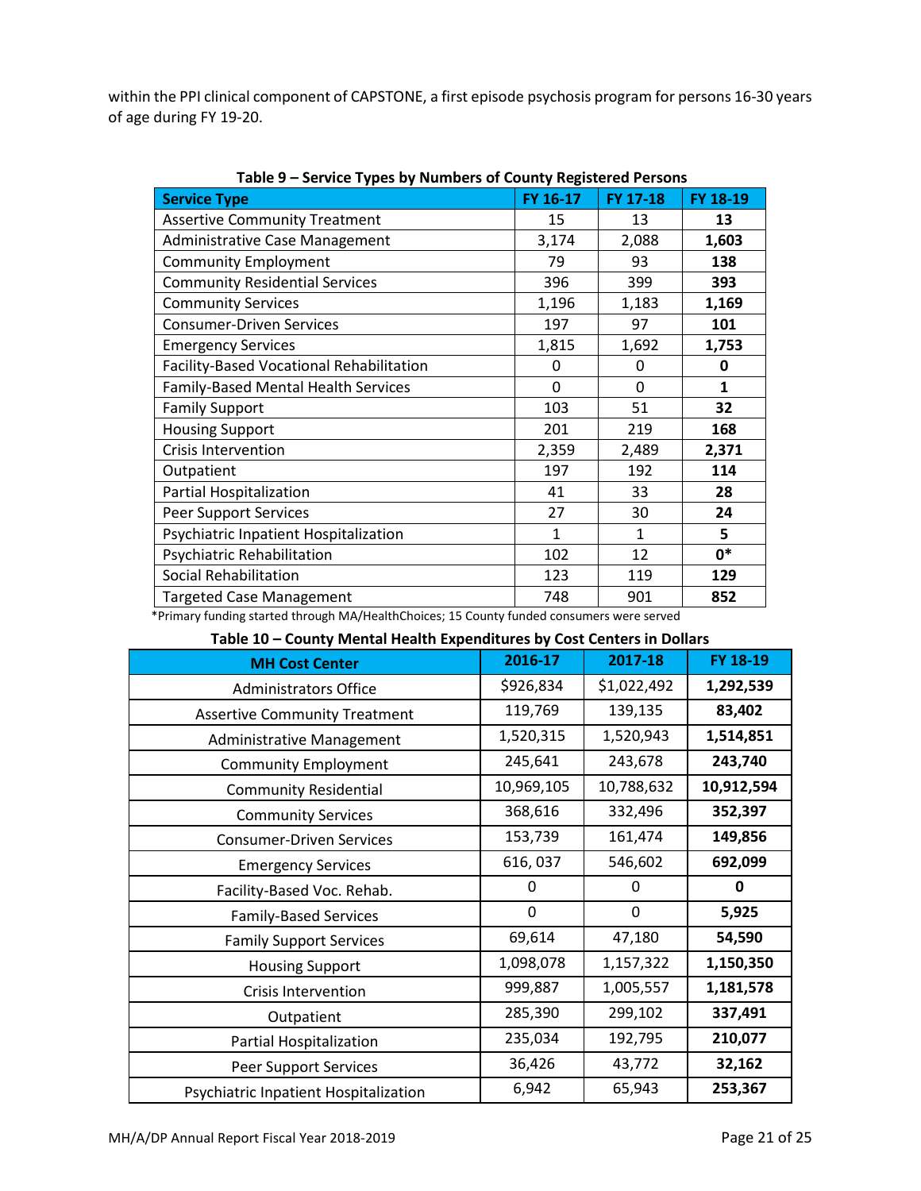within the PPI clinical component of CAPSTONE, a first episode psychosis program for persons 16-30 years of age during FY 19-20.

**Table 9 – Service Types by Numbers of County Registered Persons**

| Service Type | FY 16-17 | FY 17-18 | FY 18-19 |
|---|---|---|---|
| Assertive Community Treatment | 15 | 13 | **13** |
| Administrative Case Management | 3,174 | 2,088 | **1,603** |
| Community Employment | 79 | 93 | **138** |
| Community Residential Services | 396 | 399 | **393** |
| Community Services | 1,196 | 1,183 | **1,169** |
| Consumer-Driven Services | 197 | 97 | **101** |
| Emergency Services | 1,815 | 1,692 | **1,753** |
| Facility-Based Vocational Rehabilitation | 0 | 0 | **0** |
| Family-Based Mental Health Services | 0 | 0 | **1** |
| Family Support | 103 | 51 | **32** |
| Housing Support | 201 | 219 | **168** |
| Crisis Intervention | 2,359 | 2,489 | **2,371** |
| Outpatient | 197 | 192 | **114** |
| Partial Hospitalization | 41 | 33 | **28** |
| Peer Support Services | 27 | 30 | **24** |
| Psychiatric Inpatient Hospitalization | 1 | 1 | **5** |
| Psychiatric Rehabilitation | 102 | 12 | **0*** |
| Social Rehabilitation | 123 | 119 | **129** |
| Targeted Case Management | 748 | 901 | **852** |

*Primary funding started through MA/HealthChoices; 15 County funded consumers were served

**Table 10 – County Mental Health Expenditures by Cost Centers in Dollars**

| MH Cost Center | 2016-17 | 2017-18 | FY 18-19 |
|---|---|---|---|
| Administrators Office | $926,834 | $1,022,492 | **1,292,539** |
| Assertive Community Treatment | 119,769 | 139,135 | **83,402** |
| Administrative Management | 1,520,315 | 1,520,943 | **1,514,851** |
| Community Employment | 245,641 | 243,678 | **243,740** |
| Community Residential | 10,969,105 | 10,788,632 | **10,912,594** |
| Community Services | 368,616 | 332,496 | **352,397** |
| Consumer-Driven Services | 153,739 | 161,474 | **149,856** |
| Emergency Services | 616, 037 | 546,602 | **692,099** |
| Facility-Based Voc. Rehab. | 0 | 0 | **0** |
| Family-Based Services | 0 | 0 | **5,925** |
| Family Support Services | 69,614 | 47,180 | **54,590** |
| Housing Support | 1,098,078 | 1,157,322 | **1,150,350** |
| Crisis Intervention | 999,887 | 1,005,557 | **1,181,578** |
| Outpatient | 285,390 | 299,102 | **337,491** |
| Partial Hospitalization | 235,034 | 192,795 | **210,077** |
| Peer Support Services | 36,426 | 43,772 | **32,162** |
| Psychiatric Inpatient Hospitalization | 6,942 | 65,943 | **253,367** |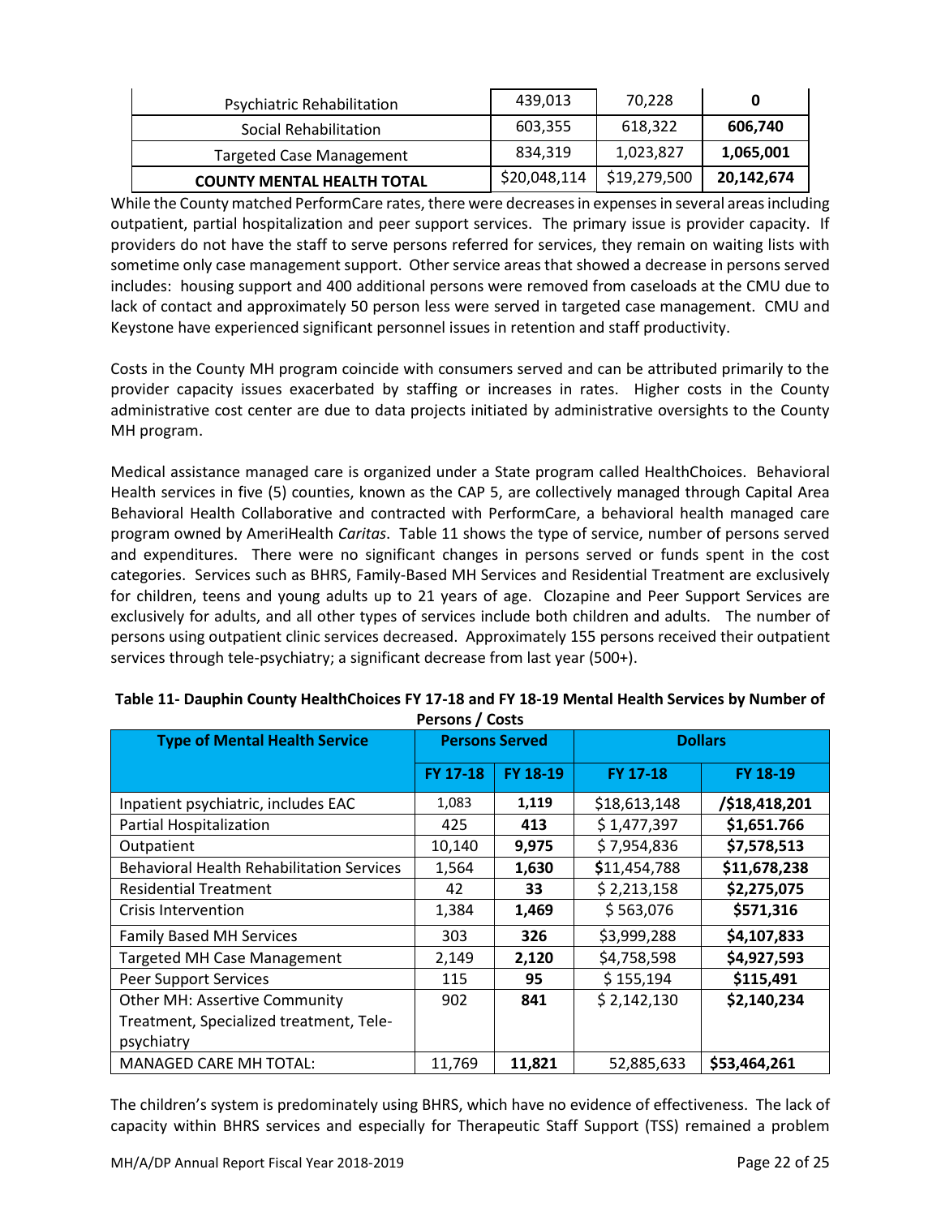| | | | |
|---|---|---|---|
| Psychiatric Rehabilitation | 439,013 | 70,228 | **0** |
| Social Rehabilitation | 603,355 | 618,322 | **606,740** |
| Targeted Case Management | 834,319 | 1,023,827 | **1,065,001** |
| **COUNTY MENTAL HEALTH TOTAL** | $20,048,114 | $19,279,500 | **20,142,674** |

While the County matched PerformCare rates, there were decreases in expenses in several areas including outpatient, partial hospitalization and peer support services. The primary issue is provider capacity. If providers do not have the staff to serve persons referred for services, they remain on waiting lists with sometime only case management support. Other service areas that showed a decrease in persons served includes: housing support and 400 additional persons were removed from caseloads at the CMU due to lack of contact and approximately 50 person less were served in targeted case management. CMU and Keystone have experienced significant personnel issues in retention and staff productivity.

Costs in the County MH program coincide with consumers served and can be attributed primarily to the provider capacity issues exacerbated by staffing or increases in rates. Higher costs in the County administrative cost center are due to data projects initiated by administrative oversights to the County MH program.

Medical assistance managed care is organized under a State program called HealthChoices. Behavioral Health services in five (5) counties, known as the CAP 5, are collectively managed through Capital Area Behavioral Health Collaborative and contracted with PerformCare, a behavioral health managed care program owned by AmeriHealth *Caritas*. Table 11 shows the type of service, number of persons served and expenditures. There were no significant changes in persons served or funds spent in the cost categories. Services such as BHRS, Family-Based MH Services and Residential Treatment are exclusively for children, teens and young adults up to 21 years of age. Clozapine and Peer Support Services are exclusively for adults, and all other types of services include both children and adults. The number of persons using outpatient clinic services decreased. Approximately 155 persons received their outpatient services through tele-psychiatry; a significant decrease from last year (500+).

**Table 11- Dauphin County HealthChoices FY 17-18 and FY 18-19 Mental Health Services by Number of Persons / Costs**

| Type of Mental Health Service | Persons Served | | Dollars | |
|---|---|---|---|---|
| | FY 17-18 | FY 18-19 | FY 17-18 | FY 18-19 |
| Inpatient psychiatric, includes EAC | 1,083 | **1,119** | $18,613,148 | **/$18,418,201** |
| Partial Hospitalization | 425 | **413** | $ 1,477,397 | **$1,651.766** |
| Outpatient | 10,140 | **9,975** | $ 7,954,836 | **$7,578,513** |
| Behavioral Health Rehabilitation Services | 1,564 | **1,630** | **$**11,454,788 | **$11,678,238** |
| Residential Treatment | 42 | **33** | $ 2,213,158 | **$2,275,075** |
| Crisis Intervention | 1,384 | **1,469** | $ 563,076 | **$571,316** |
| Family Based MH Services | 303 | **326** | $3,999,288 | **$4,107,833** |
| Targeted MH Case Management | 2,149 | **2,120** | $4,758,598 | **$4,927,593** |
| Peer Support Services | 115 | **95** | $ 155,194 | **$115,491** |
| Other MH: Assertive Community Treatment, Specialized treatment, Tele-psychiatry | 902 | **841** | $ 2,142,130 | **$2,140,234** |
| MANAGED CARE MH TOTAL: | 11,769 | **11,821** | 52,885,633 | **$53,464,261** |

The children's system is predominately using BHRS, which have no evidence of effectiveness. The lack of capacity within BHRS services and especially for Therapeutic Staff Support (TSS) remained a problem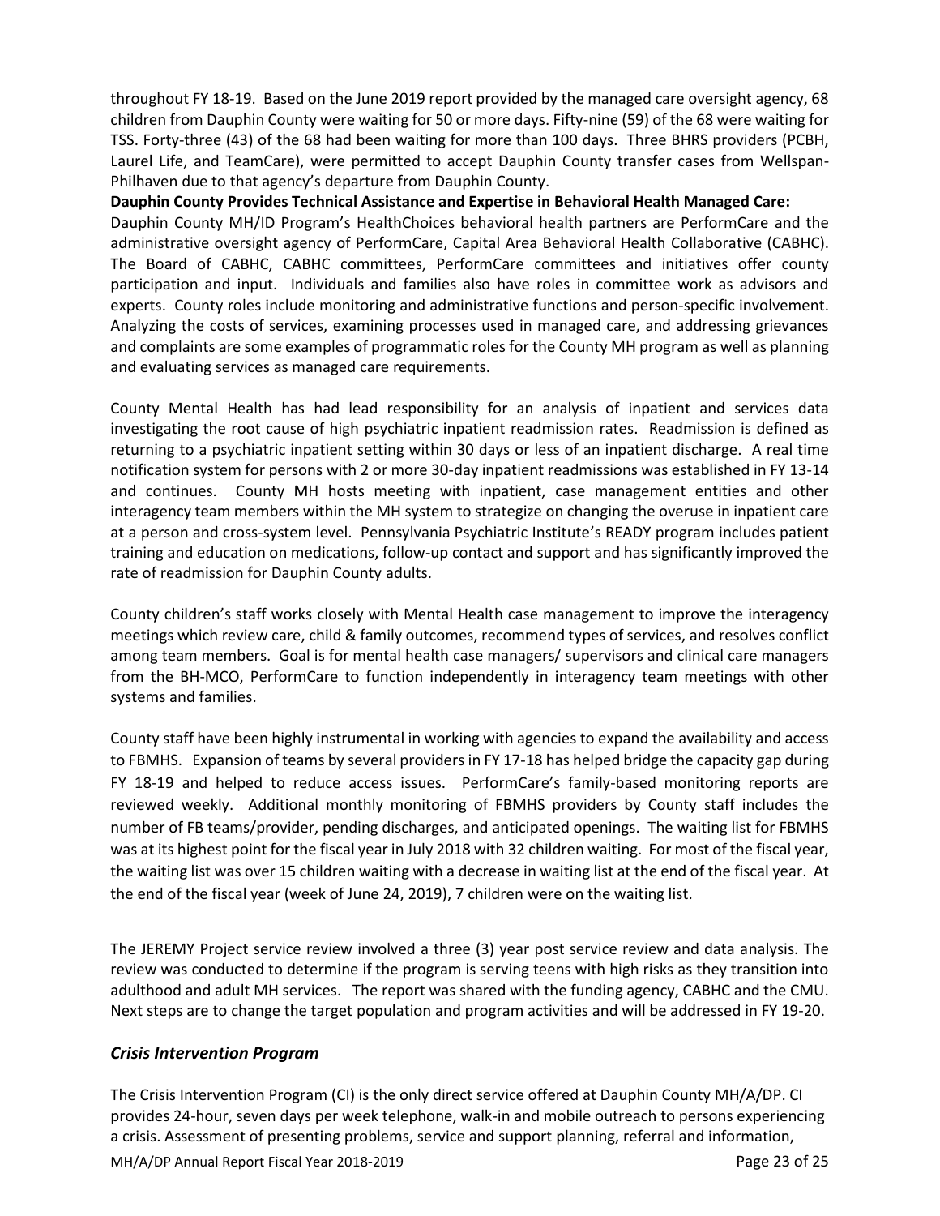throughout FY 18-19. Based on the June 2019 report provided by the managed care oversight agency, 68 children from Dauphin County were waiting for 50 or more days. Fifty-nine (59) of the 68 were waiting for TSS. Forty-three (43) of the 68 had been waiting for more than 100 days. Three BHRS providers (PCBH, Laurel Life, and TeamCare), were permitted to accept Dauphin County transfer cases from Wellspan-Philhaven due to that agency's departure from Dauphin County.

**Dauphin County Provides Technical Assistance and Expertise in Behavioral Health Managed Care:**
Dauphin County MH/ID Program's HealthChoices behavioral health partners are PerformCare and the administrative oversight agency of PerformCare, Capital Area Behavioral Health Collaborative (CABHC). The Board of CABHC, CABHC committees, PerformCare committees and initiatives offer county participation and input. Individuals and families also have roles in committee work as advisors and experts. County roles include monitoring and administrative functions and person-specific involvement. Analyzing the costs of services, examining processes used in managed care, and addressing grievances and complaints are some examples of programmatic roles for the County MH program as well as planning and evaluating services as managed care requirements.

County Mental Health has had lead responsibility for an analysis of inpatient and services data investigating the root cause of high psychiatric inpatient readmission rates. Readmission is defined as returning to a psychiatric inpatient setting within 30 days or less of an inpatient discharge. A real time notification system for persons with 2 or more 30-day inpatient readmissions was established in FY 13-14 and continues. County MH hosts meeting with inpatient, case management entities and other interagency team members within the MH system to strategize on changing the overuse in inpatient care at a person and cross-system level. Pennsylvania Psychiatric Institute's READY program includes patient training and education on medications, follow-up contact and support and has significantly improved the rate of readmission for Dauphin County adults.

County children's staff works closely with Mental Health case management to improve the interagency meetings which review care, child & family outcomes, recommend types of services, and resolves conflict among team members. Goal is for mental health case managers/ supervisors and clinical care managers from the BH-MCO, PerformCare to function independently in interagency team meetings with other systems and families.

County staff have been highly instrumental in working with agencies to expand the availability and access to FBMHS. Expansion of teams by several providers in FY 17-18 has helped bridge the capacity gap during FY 18-19 and helped to reduce access issues. PerformCare's family-based monitoring reports are reviewed weekly. Additional monthly monitoring of FBMHS providers by County staff includes the number of FB teams/provider, pending discharges, and anticipated openings. The waiting list for FBMHS was at its highest point for the fiscal year in July 2018 with 32 children waiting. For most of the fiscal year, the waiting list was over 15 children waiting with a decrease in waiting list at the end of the fiscal year. At the end of the fiscal year (week of June 24, 2019), 7 children were on the waiting list.

The JEREMY Project service review involved a three (3) year post service review and data analysis. The review was conducted to determine if the program is serving teens with high risks as they transition into adulthood and adult MH services. The report was shared with the funding agency, CABHC and the CMU. Next steps are to change the target population and program activities and will be addressed in FY 19-20.

### *Crisis Intervention Program*

The Crisis Intervention Program (CI) is the only direct service offered at Dauphin County MH/A/DP. CI provides 24-hour, seven days per week telephone, walk-in and mobile outreach to persons experiencing a crisis. Assessment of presenting problems, service and support planning, referral and information,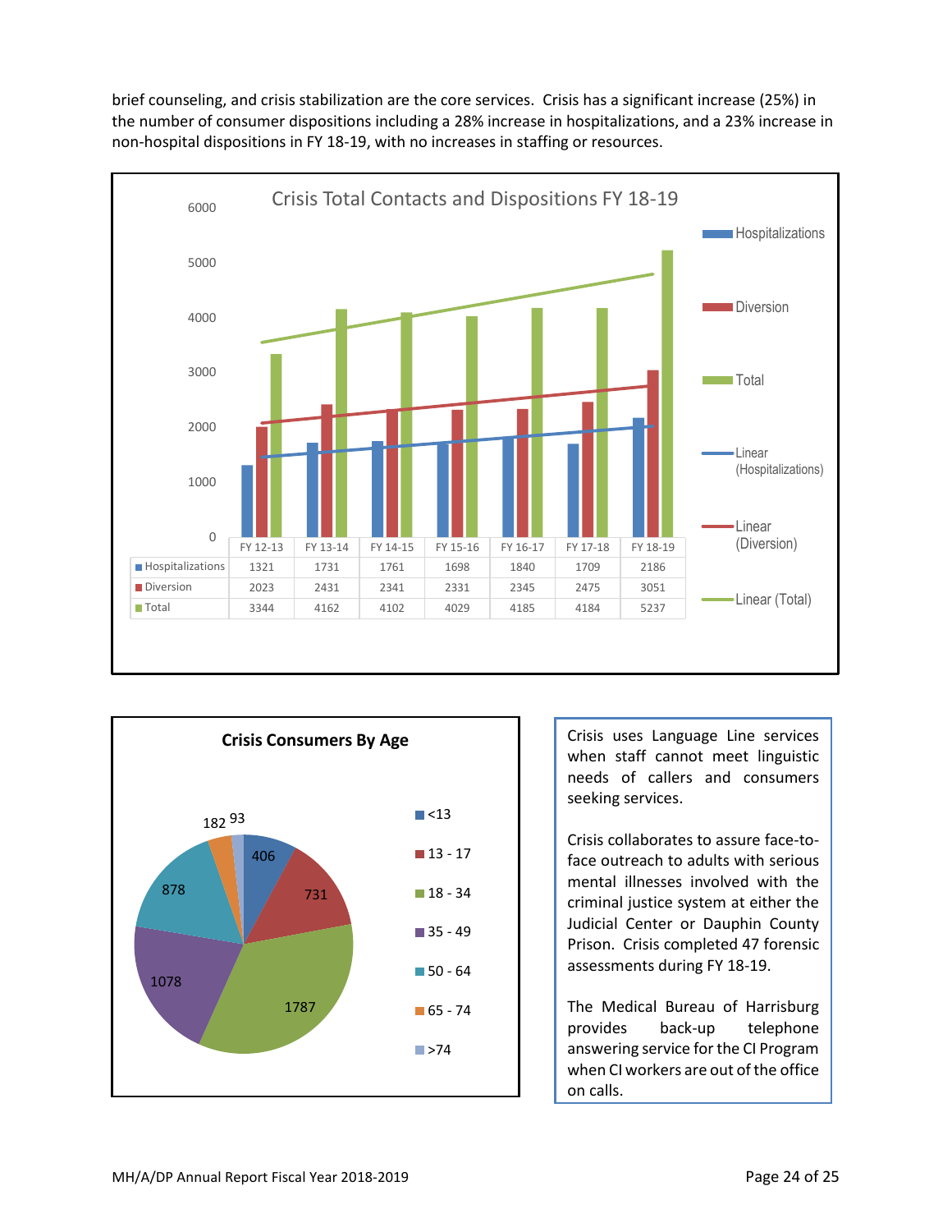brief counseling, and crisis stabilization are the core services. Crisis has a significant increase (25%) in the number of consumer dispositions including a 28% increase in hospitalizations, and a 23% increase in non-hospital dispositions in FY 18-19, with no increases in staffing or resources.

**Crisis Total Contacts and Dispositions FY 18-19**

| | FY 12-13 | FY 13-14 | FY 14-15 | FY 15-16 | FY 16-17 | FY 17-18 | FY 18-19 |
|---|---|---|---|---|---|---|---|
| Hospitalizations | 1321 | 1731 | 1761 | 1698 | 1840 | 1709 | 2186 |
| Diversion | 2023 | 2431 | 2341 | 2331 | 2345 | 2475 | 3051 |
| Total | 3344 | 4162 | 4102 | 4029 | 4185 | 4184 | 5237 |

**Crisis Consumers By Age**

| Age | Consumers |
|---|---|
| <13 | 406 |
| 13 - 17 | 731 |
| 18 - 34 | 1787 |
| 35 - 49 | 1078 |
| 50 - 64 | 878 |
| 65 - 74 | 182 |
| >74 | 93 |

Crisis uses Language Line services when staff cannot meet linguistic needs of callers and consumers seeking services.

Crisis collaborates to assure face-to-face outreach to adults with serious mental illnesses involved with the criminal justice system at either the Judicial Center or Dauphin County Prison. Crisis completed 47 forensic assessments during FY 18-19.

The Medical Bureau of Harrisburg provides back-up telephone answering service for the CI Program when CI workers are out of the office on calls.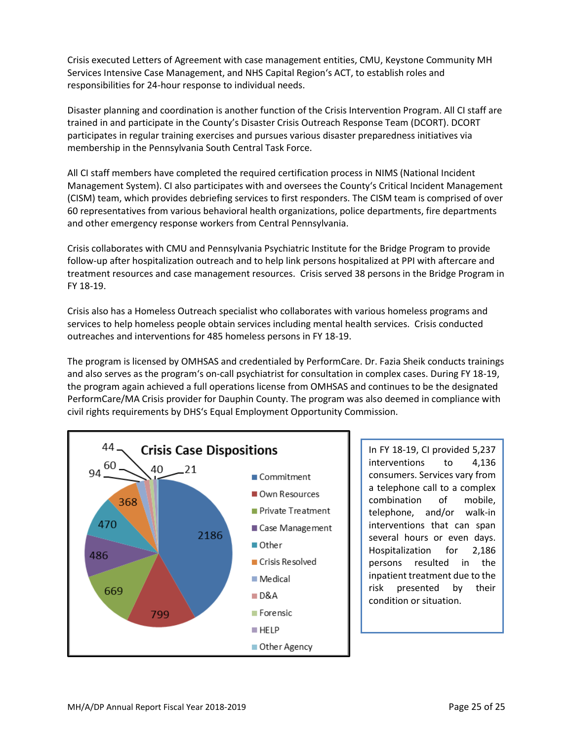Crisis executed Letters of Agreement with case management entities, CMU, Keystone Community MH Services Intensive Case Management, and NHS Capital Region's ACT, to establish roles and responsibilities for 24-hour response to individual needs.

Disaster planning and coordination is another function of the Crisis Intervention Program. All CI staff are trained in and participate in the County's Disaster Crisis Outreach Response Team (DCORT). DCORT participates in regular training exercises and pursues various disaster preparedness initiatives via membership in the Pennsylvania South Central Task Force.

All CI staff members have completed the required certification process in NIMS (National Incident Management System). CI also participates with and oversees the County's Critical Incident Management (CISM) team, which provides debriefing services to first responders. The CISM team is comprised of over 60 representatives from various behavioral health organizations, police departments, fire departments and other emergency response workers from Central Pennsylvania.

Crisis collaborates with CMU and Pennsylvania Psychiatric Institute for the Bridge Program to provide follow-up after hospitalization outreach and to help link persons hospitalized at PPI with aftercare and treatment resources and case management resources. Crisis served 38 persons in the Bridge Program in FY 18-19.

Crisis also has a Homeless Outreach specialist who collaborates with various homeless programs and services to help homeless people obtain services including mental health services. Crisis conducted outreaches and interventions for 485 homeless persons in FY 18-19.

The program is licensed by OMHSAS and credentialed by PerformCare. Dr. Fazia Sheik conducts trainings and also serves as the program's on-call psychiatrist for consultation in complex cases. During FY 18-19, the program again achieved a full operations license from OMHSAS and continues to be the designated PerformCare/MA Crisis provider for Dauphin County. The program was also deemed in compliance with civil rights requirements by DHS's Equal Employment Opportunity Commission.

**Crisis Case Dispositions**

2186
799
669
486
470
368
94
60
44
40
21

Commitment
Own Resources
Private Treatment
Case Management
Other
Crisis Resolved
Medical
D&A
Forensic
HELP
Other Agency

In FY 18-19, CI provided 5,237 interventions to 4,136 consumers. Services vary from a telephone call to a complex combination of mobile, telephone, and/or walk-in interventions that can span several hours or even days. Hospitalization for 2,186 persons resulted in the inpatient treatment due to the risk presented by their condition or situation.